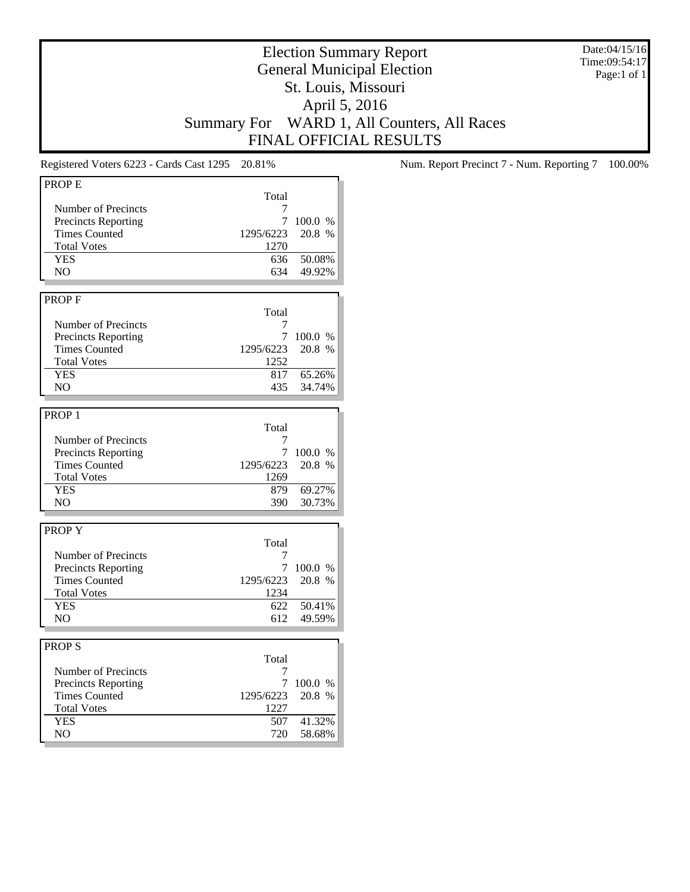# Election Summary Report
## General Municipal Election
## St. Louis, Missouri
## April 5, 2016
## Summary For WARD 1, All Counters, All Races
## FINAL OFFICIAL RESULTS

Date:04/15/16
Time:09:54:17

Registered Voters 6223 - Cards Cast 1295 20.81%

Num. Report Precinct 7 - Num. Reporting 7 100.00%

### PROP E

| | Total | |
|---|---|---|
| Number of Precincts | 7 | |
| Precincts Reporting | 7 | 100.0 % |
| Times Counted | 1295/6223 | 20.8 % |
| Total Votes | 1270 | |
| YES | 636 | 50.08% |
| NO | 634 | 49.92% |

### PROP F

| | Total | |
|---|---|---|
| Number of Precincts | 7 | |
| Precincts Reporting | 7 | 100.0 % |
| Times Counted | 1295/6223 | 20.8 % |
| Total Votes | 1252 | |
| YES | 817 | 65.26% |
| NO | 435 | 34.74% |

### PROP 1

| | Total | |
|---|---|---|
| Number of Precincts | 7 | |
| Precincts Reporting | 7 | 100.0 % |
| Times Counted | 1295/6223 | 20.8 % |
| Total Votes | 1269 | |
| YES | 879 | 69.27% |
| NO | 390 | 30.73% |

### PROP Y

| | Total | |
|---|---|---|
| Number of Precincts | 7 | |
| Precincts Reporting | 7 | 100.0 % |
| Times Counted | 1295/6223 | 20.8 % |
| Total Votes | 1234 | |
| YES | 622 | 50.41% |
| NO | 612 | 49.59% |

### PROP S

| | Total | |
|---|---|---|
| Number of Precincts | 7 | |
| Precincts Reporting | 7 | 100.0 % |
| Times Counted | 1295/6223 | 20.8 % |
| Total Votes | 1227 | |
| YES | 507 | 41.32% |
| NO | 720 | 58.68% |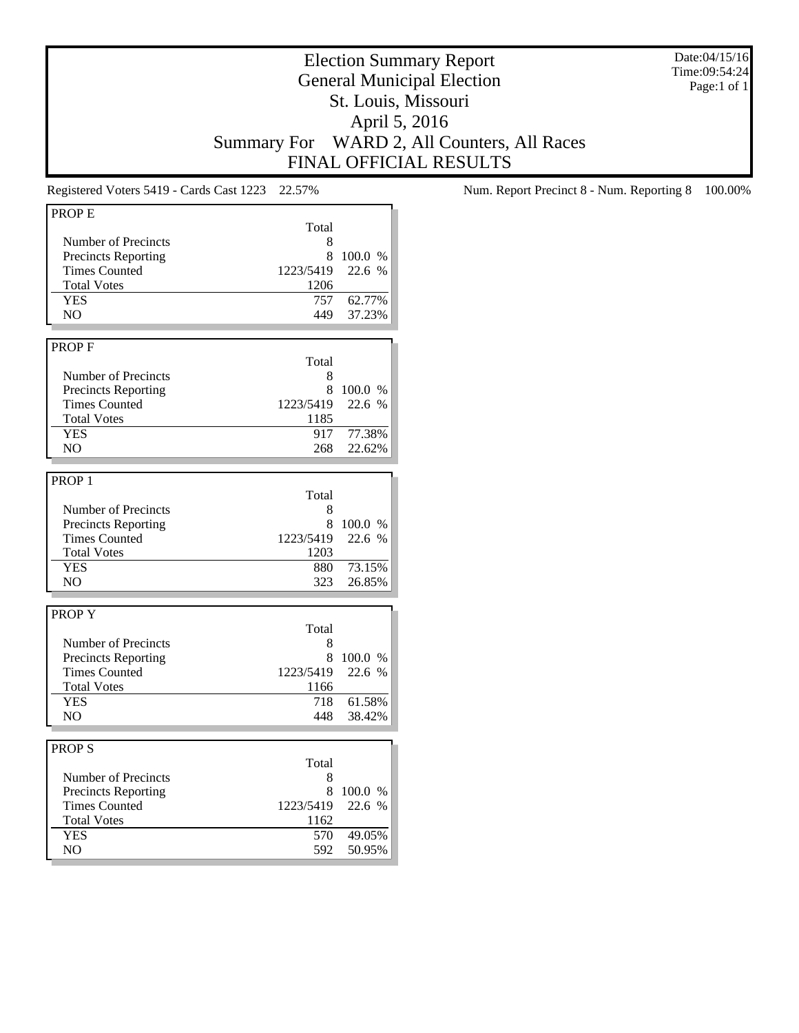# Election Summary Report
## General Municipal Election
## St. Louis, Missouri
## April 5, 2016
## Summary For WARD 2, All Counters, All Races
## FINAL OFFICIAL RESULTS

Date:04/15/16
Time:09:54:24

Registered Voters 5419 - Cards Cast 1223 22.57%

Num. Report Precinct 8 - Num. Reporting 8 100.00%

| PROP E | Total | |
|---|---|---|
| Number of Precincts | 8 | |
| Precincts Reporting | 8 | 100.0 % |
| Times Counted | 1223/5419 | 22.6 % |
| Total Votes | 1206 | |
| YES | 757 | 62.77% |
| NO | 449 | 37.23% |

| PROP F | Total | |
|---|---|---|
| Number of Precincts | 8 | |
| Precincts Reporting | 8 | 100.0 % |
| Times Counted | 1223/5419 | 22.6 % |
| Total Votes | 1185 | |
| YES | 917 | 77.38% |
| NO | 268 | 22.62% |

| PROP 1 | Total | |
|---|---|---|
| Number of Precincts | 8 | |
| Precincts Reporting | 8 | 100.0 % |
| Times Counted | 1223/5419 | 22.6 % |
| Total Votes | 1203 | |
| YES | 880 | 73.15% |
| NO | 323 | 26.85% |

| PROP Y | Total | |
|---|---|---|
| Number of Precincts | 8 | |
| Precincts Reporting | 8 | 100.0 % |
| Times Counted | 1223/5419 | 22.6 % |
| Total Votes | 1166 | |
| YES | 718 | 61.58% |
| NO | 448 | 38.42% |

| PROP S | Total | |
|---|---|---|
| Number of Precincts | 8 | |
| Precincts Reporting | 8 | 100.0 % |
| Times Counted | 1223/5419 | 22.6 % |
| Total Votes | 1162 | |
| YES | 570 | 49.05% |
| NO | 592 | 50.95% |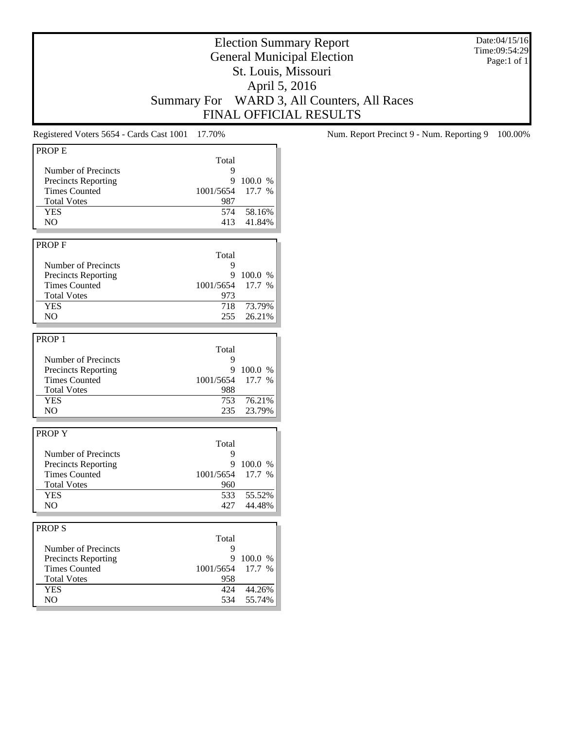# Election Summary Report
## General Municipal Election
## St. Louis, Missouri
## April 5, 2016
## Summary For WARD 3, All Counters, All Races
## FINAL OFFICIAL RESULTS

Date:04/15/16
Time:09:54:29
Page:1 of 1

Registered Voters 5654 - Cards Cast 1001 17.70%

Num. Report Precinct 9 - Num. Reporting 9 100.00%

### PROP E

| | Total | |
|---|---|---|
| Number of Precincts | 9 | |
| Precincts Reporting | 9 | 100.0 % |
| Times Counted | 1001/5654 | 17.7 % |
| Total Votes | 987 | |
| YES | 574 | 58.16% |
| NO | 413 | 41.84% |

### PROP F

| | Total | |
|---|---|---|
| Number of Precincts | 9 | |
| Precincts Reporting | 9 | 100.0 % |
| Times Counted | 1001/5654 | 17.7 % |
| Total Votes | 973 | |
| YES | 718 | 73.79% |
| NO | 255 | 26.21% |

### PROP 1

| | Total | |
|---|---|---|
| Number of Precincts | 9 | |
| Precincts Reporting | 9 | 100.0 % |
| Times Counted | 1001/5654 | 17.7 % |
| Total Votes | 988 | |
| YES | 753 | 76.21% |
| NO | 235 | 23.79% |

### PROP Y

| | Total | |
|---|---|---|
| Number of Precincts | 9 | |
| Precincts Reporting | 9 | 100.0 % |
| Times Counted | 1001/5654 | 17.7 % |
| Total Votes | 960 | |
| YES | 533 | 55.52% |
| NO | 427 | 44.48% |

### PROP S

| | Total | |
|---|---|---|
| Number of Precincts | 9 | |
| Precincts Reporting | 9 | 100.0 % |
| Times Counted | 1001/5654 | 17.7 % |
| Total Votes | 958 | |
| YES | 424 | 44.26% |
| NO | 534 | 55.74% |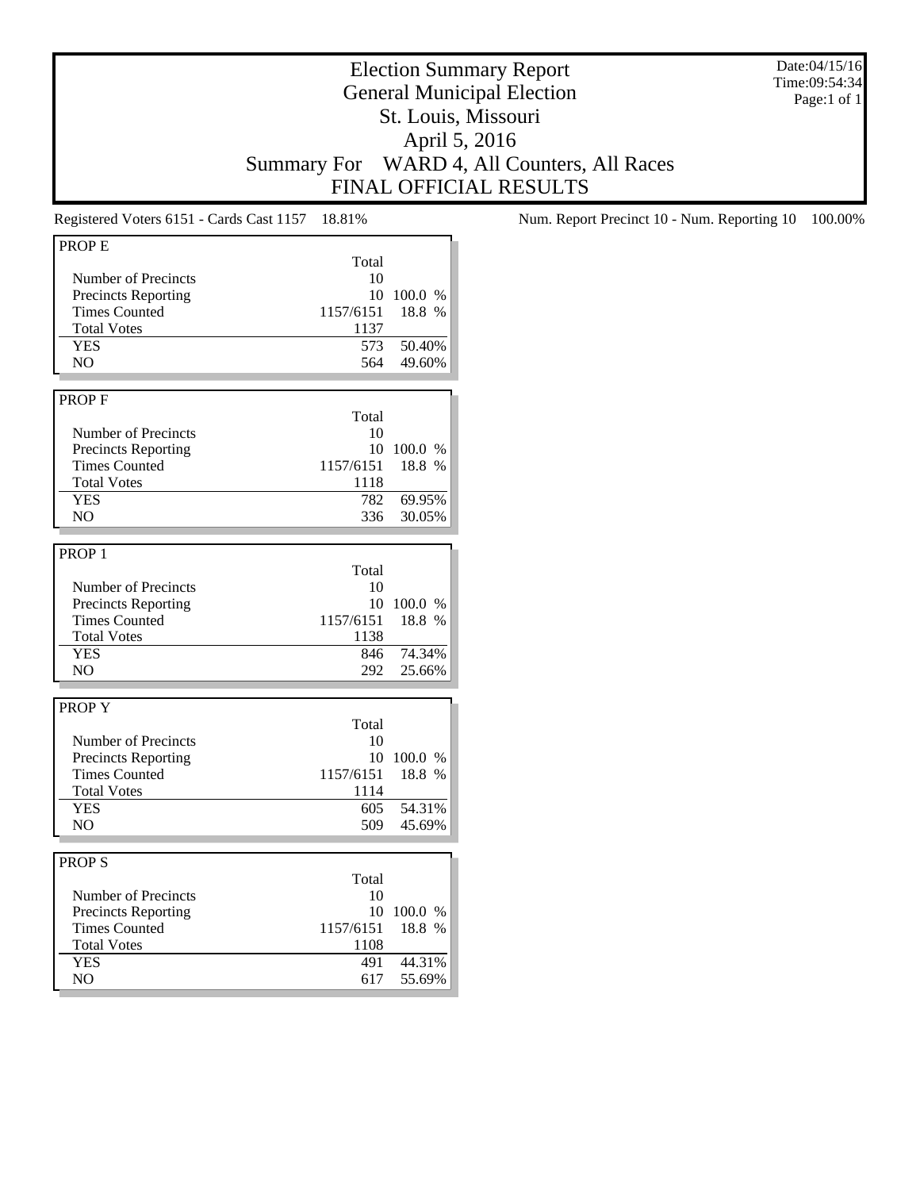# Election Summary Report
## General Municipal Election
## St. Louis, Missouri
## April 5, 2016
## Summary For WARD 4, All Counters, All Races
## FINAL OFFICIAL RESULTS

Date:04/15/16
Time:09:54:34
Page:1 of 1

Registered Voters 6151 - Cards Cast 1157 18.81%

Num. Report Precinct 10 - Num. Reporting 10 100.00%

### PROP E

| | Total | |
|---|---|---|
| Number of Precincts | 10 | |
| Precincts Reporting | 10 | 100.0 % |
| Times Counted | 1157/6151 | 18.8 % |
| Total Votes | 1137 | |
| YES | 573 | 50.40% |
| NO | 564 | 49.60% |

### PROP F

| | Total | |
|---|---|---|
| Number of Precincts | 10 | |
| Precincts Reporting | 10 | 100.0 % |
| Times Counted | 1157/6151 | 18.8 % |
| Total Votes | 1118 | |
| YES | 782 | 69.95% |
| NO | 336 | 30.05% |

### PROP 1

| | Total | |
|---|---|---|
| Number of Precincts | 10 | |
| Precincts Reporting | 10 | 100.0 % |
| Times Counted | 1157/6151 | 18.8 % |
| Total Votes | 1138 | |
| YES | 846 | 74.34% |
| NO | 292 | 25.66% |

### PROP Y

| | Total | |
|---|---|---|
| Number of Precincts | 10 | |
| Precincts Reporting | 10 | 100.0 % |
| Times Counted | 1157/6151 | 18.8 % |
| Total Votes | 1114 | |
| YES | 605 | 54.31% |
| NO | 509 | 45.69% |

### PROP S

| | Total | |
|---|---|---|
| Number of Precincts | 10 | |
| Precincts Reporting | 10 | 100.0 % |
| Times Counted | 1157/6151 | 18.8 % |
| Total Votes | 1108 | |
| YES | 491 | 44.31% |
| NO | 617 | 55.69% |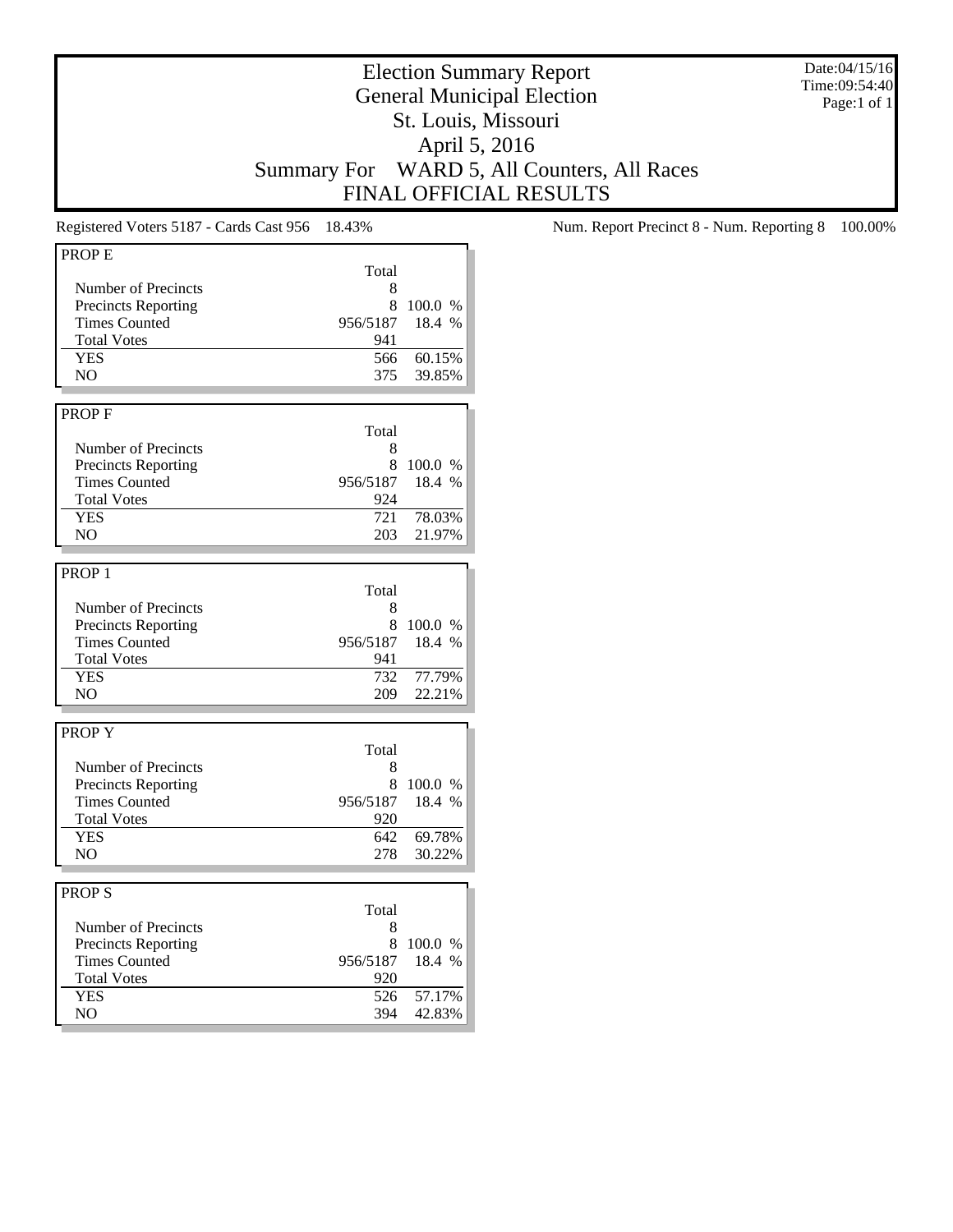# Election Summary Report

## General Municipal Election

## St. Louis, Missouri

## April 5, 2016

## Summary For WARD 5, All Counters, All Races

## FINAL OFFICIAL RESULTS

Date:04/15/16
Time:09:54:40
Page:1 of 1

Registered Voters 5187 - Cards Cast 956 18.43%

Num. Report Precinct 8 - Num. Reporting 8 100.00%

### PROP E

| | Total | |
|---|---|---|
| Number of Precincts | 8 | |
| Precincts Reporting | 8 | 100.0 % |
| Times Counted | 956/5187 | 18.4 % |
| Total Votes | 941 | |
| YES | 566 | 60.15% |
| NO | 375 | 39.85% |

### PROP F

| | Total | |
|---|---|---|
| Number of Precincts | 8 | |
| Precincts Reporting | 8 | 100.0 % |
| Times Counted | 956/5187 | 18.4 % |
| Total Votes | 924 | |
| YES | 721 | 78.03% |
| NO | 203 | 21.97% |

### PROP 1

| | Total | |
|---|---|---|
| Number of Precincts | 8 | |
| Precincts Reporting | 8 | 100.0 % |
| Times Counted | 956/5187 | 18.4 % |
| Total Votes | 941 | |
| YES | 732 | 77.79% |
| NO | 209 | 22.21% |

### PROP Y

| | Total | |
|---|---|---|
| Number of Precincts | 8 | |
| Precincts Reporting | 8 | 100.0 % |
| Times Counted | 956/5187 | 18.4 % |
| Total Votes | 920 | |
| YES | 642 | 69.78% |
| NO | 278 | 30.22% |

### PROP S

| | Total | |
|---|---|---|
| Number of Precincts | 8 | |
| Precincts Reporting | 8 | 100.0 % |
| Times Counted | 956/5187 | 18.4 % |
| Total Votes | 920 | |
| YES | 526 | 57.17% |
| NO | 394 | 42.83% |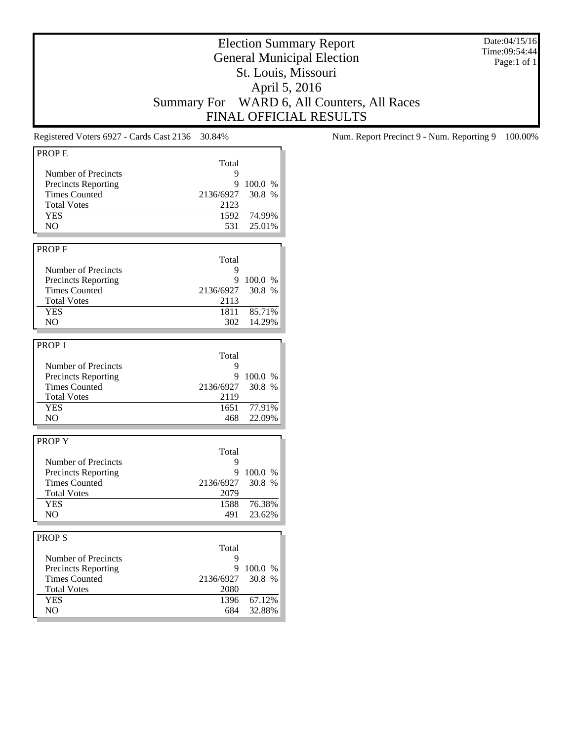# Election Summary Report
## General Municipal Election
## St. Louis, Missouri
## April 5, 2016
## Summary For WARD 6, All Counters, All Races
## FINAL OFFICIAL RESULTS

Date:04/15/16
Time:09:54:44
Page:1 of 1

Registered Voters 6927 - Cards Cast 2136 30.84%

Num. Report Precinct 9 - Num. Reporting 9 100.00%

### PROP E

| | Total | |
|---|---|---|
| Number of Precincts | 9 | |
| Precincts Reporting | 9 | 100.0 % |
| Times Counted | 2136/6927 | 30.8 % |
| Total Votes | 2123 | |
| YES | 1592 | 74.99% |
| NO | 531 | 25.01% |

### PROP F

| | Total | |
|---|---|---|
| Number of Precincts | 9 | |
| Precincts Reporting | 9 | 100.0 % |
| Times Counted | 2136/6927 | 30.8 % |
| Total Votes | 2113 | |
| YES | 1811 | 85.71% |
| NO | 302 | 14.29% |

### PROP 1

| | Total | |
|---|---|---|
| Number of Precincts | 9 | |
| Precincts Reporting | 9 | 100.0 % |
| Times Counted | 2136/6927 | 30.8 % |
| Total Votes | 2119 | |
| YES | 1651 | 77.91% |
| NO | 468 | 22.09% |

### PROP Y

| | Total | |
|---|---|---|
| Number of Precincts | 9 | |
| Precincts Reporting | 9 | 100.0 % |
| Times Counted | 2136/6927 | 30.8 % |
| Total Votes | 2079 | |
| YES | 1588 | 76.38% |
| NO | 491 | 23.62% |

### PROP S

| | Total | |
|---|---|---|
| Number of Precincts | 9 | |
| Precincts Reporting | 9 | 100.0 % |
| Times Counted | 2136/6927 | 30.8 % |
| Total Votes | 2080 | |
| YES | 1396 | 67.12% |
| NO | 684 | 32.88% |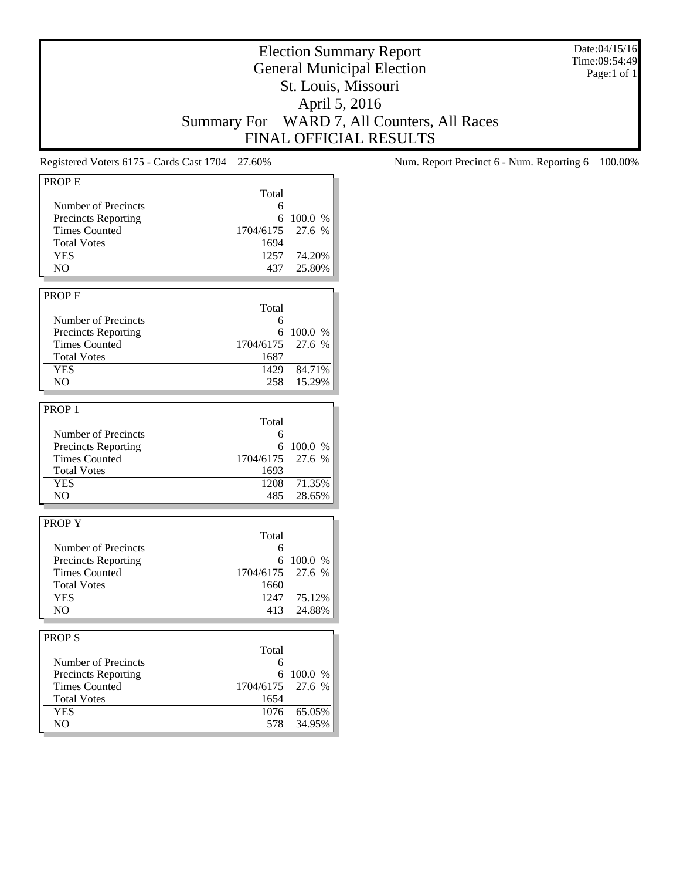# Election Summary Report
## General Municipal Election
## St. Louis, Missouri
## April 5, 2016
## Summary For WARD 7, All Counters, All Races
## FINAL OFFICIAL RESULTS

Date:04/15/16
Time:09:54:49
Page:1 of 1

Registered Voters 6175 - Cards Cast 1704 27.60%

Num. Report Precinct 6 - Num. Reporting 6 100.00%

### PROP E

| | Total | |
|---|---|---|
| Number of Precincts | 6 | |
| Precincts Reporting | 6 | 100.0 % |
| Times Counted | 1704/6175 | 27.6 % |
| Total Votes | 1694 | |
| YES | 1257 | 74.20% |
| NO | 437 | 25.80% |

### PROP F

| | Total | |
|---|---|---|
| Number of Precincts | 6 | |
| Precincts Reporting | 6 | 100.0 % |
| Times Counted | 1704/6175 | 27.6 % |
| Total Votes | 1687 | |
| YES | 1429 | 84.71% |
| NO | 258 | 15.29% |

### PROP 1

| | Total | |
|---|---|---|
| Number of Precincts | 6 | |
| Precincts Reporting | 6 | 100.0 % |
| Times Counted | 1704/6175 | 27.6 % |
| Total Votes | 1693 | |
| YES | 1208 | 71.35% |
| NO | 485 | 28.65% |

### PROP Y

| | Total | |
|---|---|---|
| Number of Precincts | 6 | |
| Precincts Reporting | 6 | 100.0 % |
| Times Counted | 1704/6175 | 27.6 % |
| Total Votes | 1660 | |
| YES | 1247 | 75.12% |
| NO | 413 | 24.88% |

### PROP S

| | Total | |
|---|---|---|
| Number of Precincts | 6 | |
| Precincts Reporting | 6 | 100.0 % |
| Times Counted | 1704/6175 | 27.6 % |
| Total Votes | 1654 | |
| YES | 1076 | 65.05% |
| NO | 578 | 34.95% |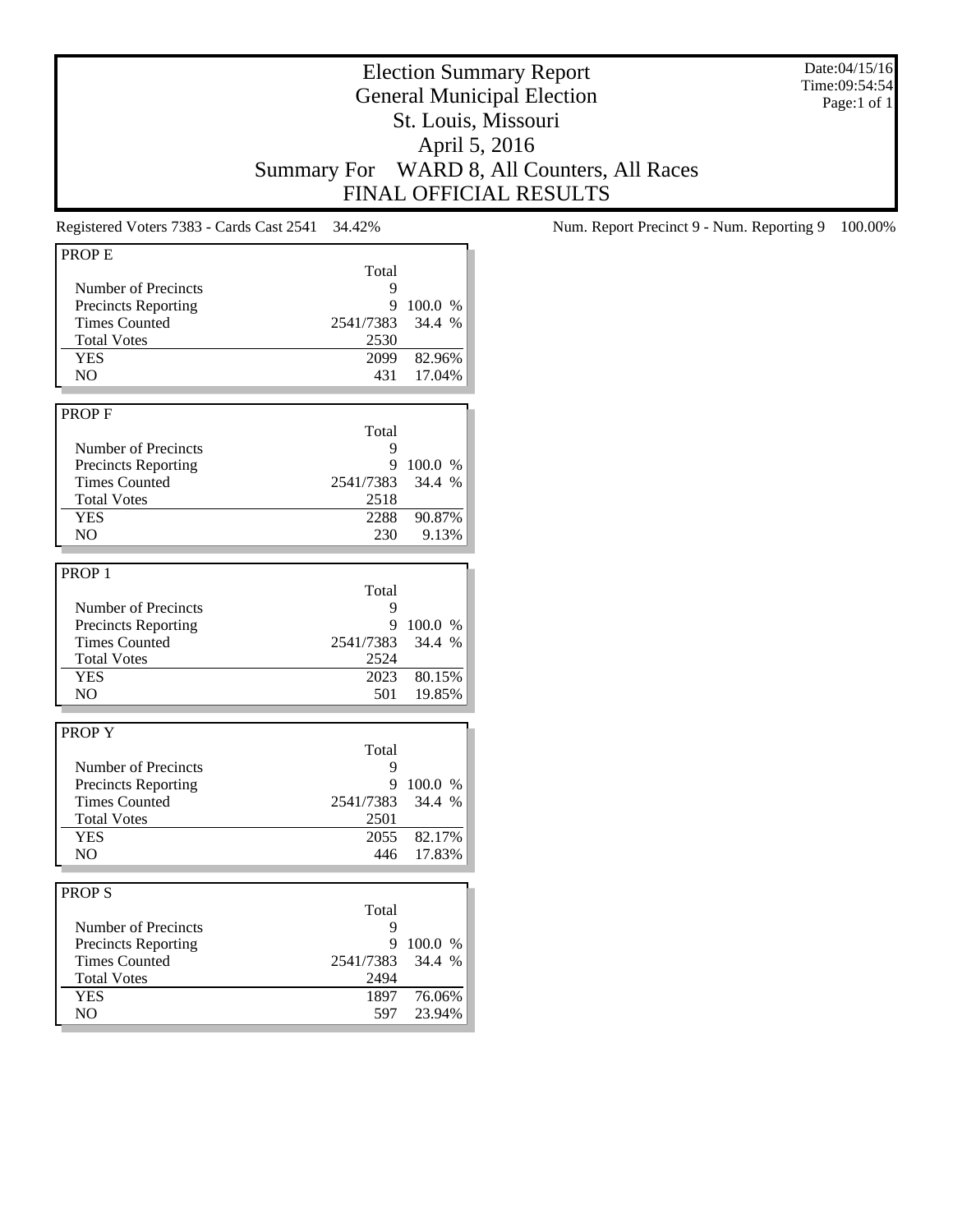# Election Summary Report
## General Municipal Election
## St. Louis, Missouri
## April 5, 2016
## Summary For WARD 8, All Counters, All Races
## FINAL OFFICIAL RESULTS

Date:04/15/16
Time:09:54:54
Page:1 of 1

Registered Voters 7383 - Cards Cast 2541 34.42%

Num. Report Precinct 9 - Num. Reporting 9 100.00%

### PROP E

| | Total | |
|---|---|---|
| Number of Precincts | 9 | |
| Precincts Reporting | 9 | 100.0 % |
| Times Counted | 2541/7383 | 34.4 % |
| Total Votes | 2530 | |
| YES | 2099 | 82.96% |
| NO | 431 | 17.04% |

### PROP F

| | Total | |
|---|---|---|
| Number of Precincts | 9 | |
| Precincts Reporting | 9 | 100.0 % |
| Times Counted | 2541/7383 | 34.4 % |
| Total Votes | 2518 | |
| YES | 2288 | 90.87% |
| NO | 230 | 9.13% |

### PROP 1

| | Total | |
|---|---|---|
| Number of Precincts | 9 | |
| Precincts Reporting | 9 | 100.0 % |
| Times Counted | 2541/7383 | 34.4 % |
| Total Votes | 2524 | |
| YES | 2023 | 80.15% |
| NO | 501 | 19.85% |

### PROP Y

| | Total | |
|---|---|---|
| Number of Precincts | 9 | |
| Precincts Reporting | 9 | 100.0 % |
| Times Counted | 2541/7383 | 34.4 % |
| Total Votes | 2501 | |
| YES | 2055 | 82.17% |
| NO | 446 | 17.83% |

### PROP S

| | Total | |
|---|---|---|
| Number of Precincts | 9 | |
| Precincts Reporting | 9 | 100.0 % |
| Times Counted | 2541/7383 | 34.4 % |
| Total Votes | 2494 | |
| YES | 1897 | 76.06% |
| NO | 597 | 23.94% |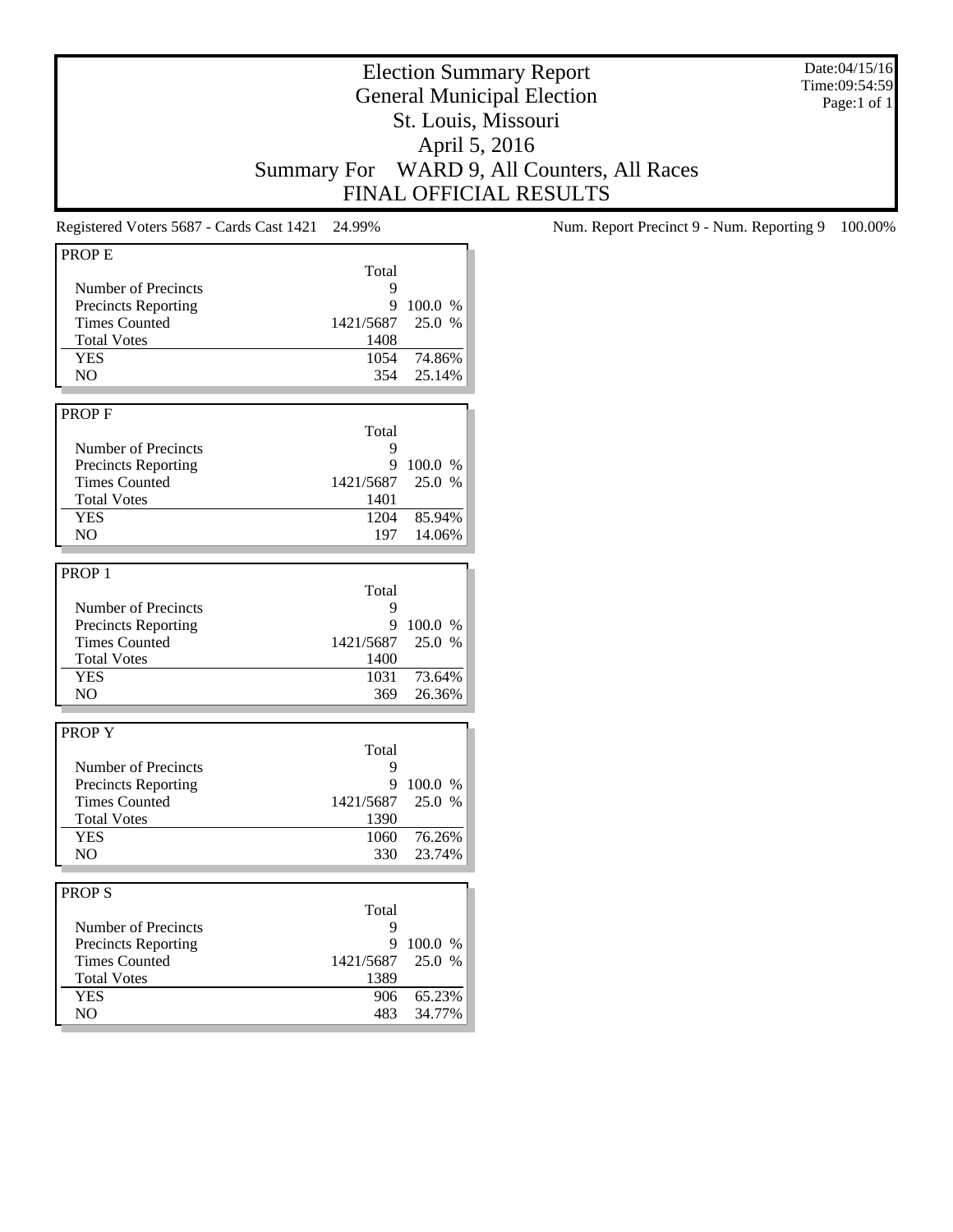# Election Summary Report
## General Municipal Election
## St. Louis, Missouri
## April 5, 2016
## Summary For WARD 9, All Counters, All Races
## FINAL OFFICIAL RESULTS

Date:04/15/16
Time:09:54:59
Page:1 of 1

Registered Voters 5687 - Cards Cast 1421 24.99%

Num. Report Precinct 9 - Num. Reporting 9 100.00%

| PROP E | Total | |
|---|---|---|
| Number of Precincts | 9 | |
| Precincts Reporting | 9 | 100.0 % |
| Times Counted | 1421/5687 | 25.0 % |
| Total Votes | 1408 | |
| YES | 1054 | 74.86% |
| NO | 354 | 25.14% |

| PROP F | Total | |
|---|---|---|
| Number of Precincts | 9 | |
| Precincts Reporting | 9 | 100.0 % |
| Times Counted | 1421/5687 | 25.0 % |
| Total Votes | 1401 | |
| YES | 1204 | 85.94% |
| NO | 197 | 14.06% |

| PROP 1 | Total | |
|---|---|---|
| Number of Precincts | 9 | |
| Precincts Reporting | 9 | 100.0 % |
| Times Counted | 1421/5687 | 25.0 % |
| Total Votes | 1400 | |
| YES | 1031 | 73.64% |
| NO | 369 | 26.36% |

| PROP Y | Total | |
|---|---|---|
| Number of Precincts | 9 | |
| Precincts Reporting | 9 | 100.0 % |
| Times Counted | 1421/5687 | 25.0 % |
| Total Votes | 1390 | |
| YES | 1060 | 76.26% |
| NO | 330 | 23.74% |

| PROP S | Total | |
|---|---|---|
| Number of Precincts | 9 | |
| Precincts Reporting | 9 | 100.0 % |
| Times Counted | 1421/5687 | 25.0 % |
| Total Votes | 1389 | |
| YES | 906 | 65.23% |
| NO | 483 | 34.77% |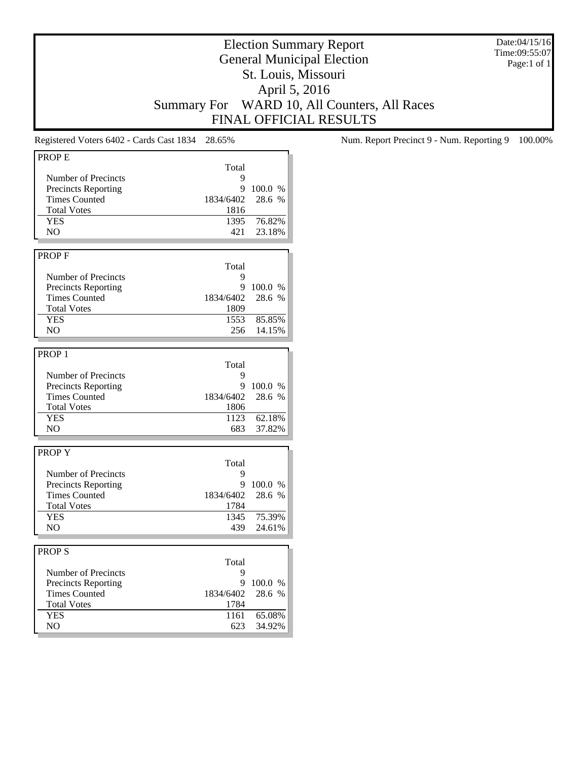# Election Summary Report
## General Municipal Election
## St. Louis, Missouri
## April 5, 2016
## Summary For WARD 10, All Counters, All Races
## FINAL OFFICIAL RESULTS

Date:04/15/16
Time:09:55:07
Page:1 of 1

Registered Voters 6402 - Cards Cast 1834 28.65%

Num. Report Precinct 9 - Num. Reporting 9 100.00%

| PROP E | Total | |
|---|---|---|
| Number of Precincts | 9 | |
| Precincts Reporting | 9 | 100.0 % |
| Times Counted | 1834/6402 | 28.6 % |
| Total Votes | 1816 | |
| YES | 1395 | 76.82% |
| NO | 421 | 23.18% |

| PROP F | Total | |
|---|---|---|
| Number of Precincts | 9 | |
| Precincts Reporting | 9 | 100.0 % |
| Times Counted | 1834/6402 | 28.6 % |
| Total Votes | 1809 | |
| YES | 1553 | 85.85% |
| NO | 256 | 14.15% |

| PROP 1 | Total | |
|---|---|---|
| Number of Precincts | 9 | |
| Precincts Reporting | 9 | 100.0 % |
| Times Counted | 1834/6402 | 28.6 % |
| Total Votes | 1806 | |
| YES | 1123 | 62.18% |
| NO | 683 | 37.82% |

| PROP Y | Total | |
|---|---|---|
| Number of Precincts | 9 | |
| Precincts Reporting | 9 | 100.0 % |
| Times Counted | 1834/6402 | 28.6 % |
| Total Votes | 1784 | |
| YES | 1345 | 75.39% |
| NO | 439 | 24.61% |

| PROP S | Total | |
|---|---|---|
| Number of Precincts | 9 | |
| Precincts Reporting | 9 | 100.0 % |
| Times Counted | 1834/6402 | 28.6 % |
| Total Votes | 1784 | |
| YES | 1161 | 65.08% |
| NO | 623 | 34.92% |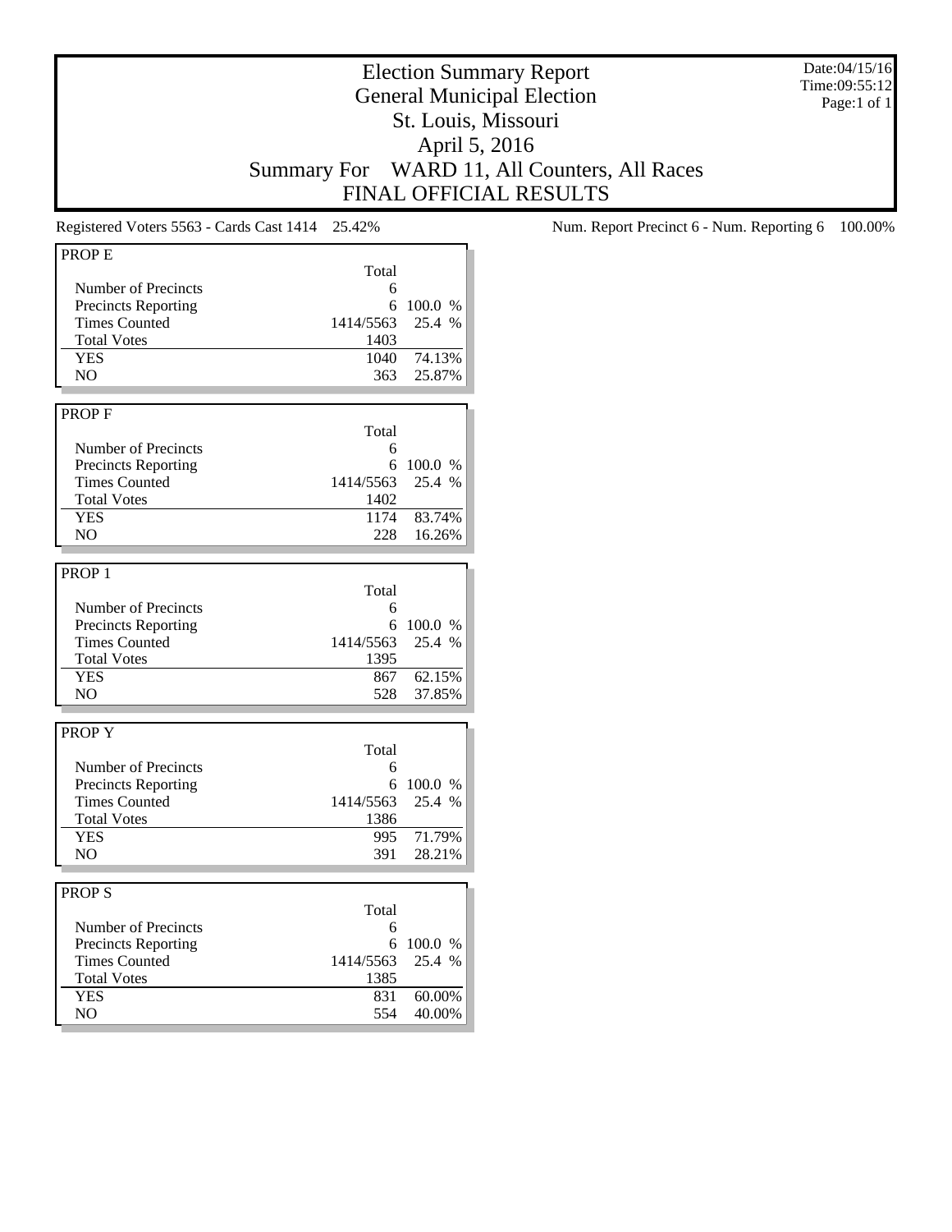# Election Summary Report
## General Municipal Election
## St. Louis, Missouri
## April 5, 2016
## Summary For WARD 11, All Counters, All Races
## FINAL OFFICIAL RESULTS

Date:04/15/16
Time:09:55:12
Page:1 of 1

Registered Voters 5563 - Cards Cast 1414 25.42%

Num. Report Precinct 6 - Num. Reporting 6 100.00%

### PROP E

| | Total | |
|---|---|---|
| Number of Precincts | 6 | |
| Precincts Reporting | 6 | 100.0 % |
| Times Counted | 1414/5563 | 25.4 % |
| Total Votes | 1403 | |
| YES | 1040 | 74.13% |
| NO | 363 | 25.87% |

### PROP F

| | Total | |
|---|---|---|
| Number of Precincts | 6 | |
| Precincts Reporting | 6 | 100.0 % |
| Times Counted | 1414/5563 | 25.4 % |
| Total Votes | 1402 | |
| YES | 1174 | 83.74% |
| NO | 228 | 16.26% |

### PROP 1

| | Total | |
|---|---|---|
| Number of Precincts | 6 | |
| Precincts Reporting | 6 | 100.0 % |
| Times Counted | 1414/5563 | 25.4 % |
| Total Votes | 1395 | |
| YES | 867 | 62.15% |
| NO | 528 | 37.85% |

### PROP Y

| | Total | |
|---|---|---|
| Number of Precincts | 6 | |
| Precincts Reporting | 6 | 100.0 % |
| Times Counted | 1414/5563 | 25.4 % |
| Total Votes | 1386 | |
| YES | 995 | 71.79% |
| NO | 391 | 28.21% |

### PROP S

| | Total | |
|---|---|---|
| Number of Precincts | 6 | |
| Precincts Reporting | 6 | 100.0 % |
| Times Counted | 1414/5563 | 25.4 % |
| Total Votes | 1385 | |
| YES | 831 | 60.00% |
| NO | 554 | 40.00% |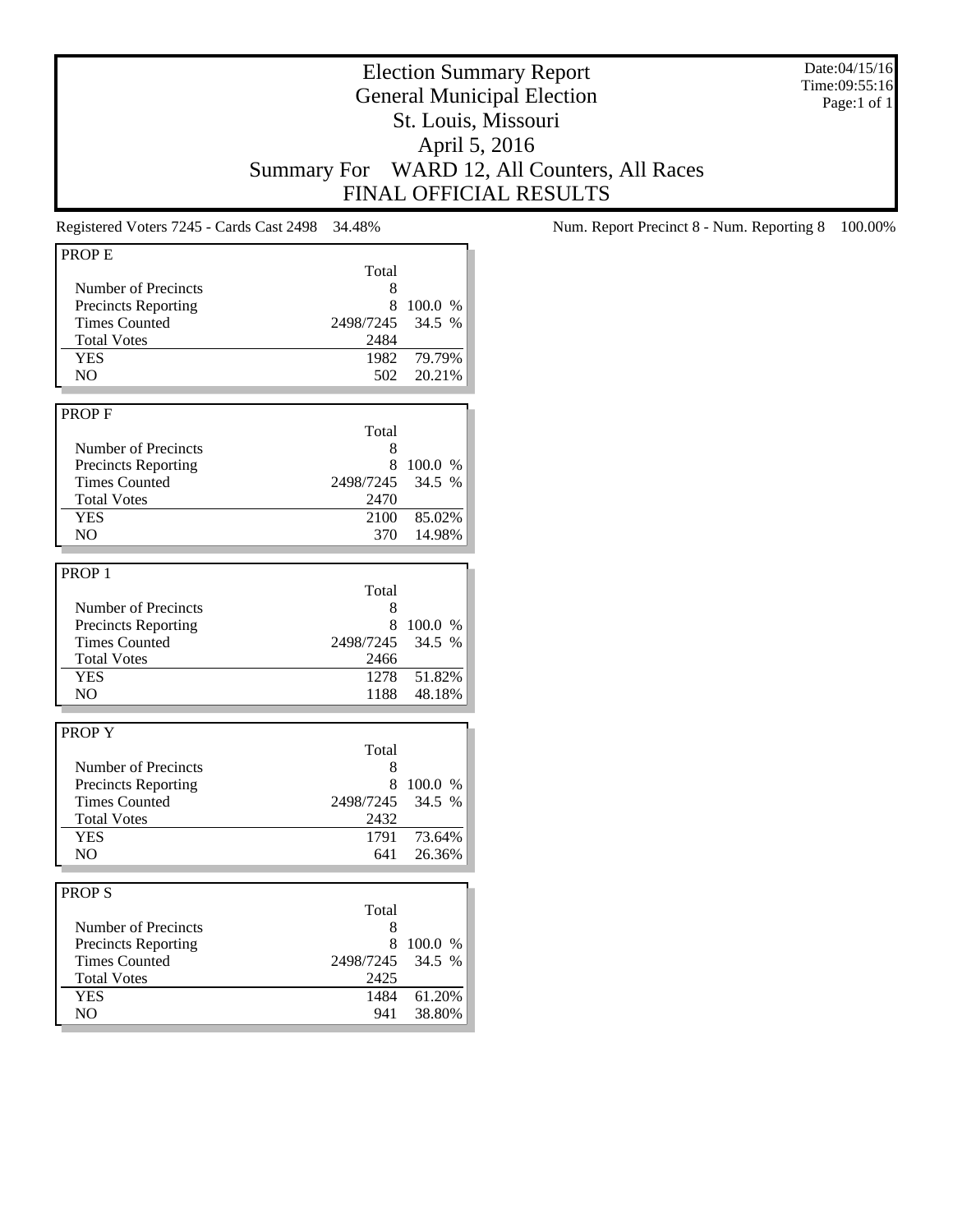# Election Summary Report
## General Municipal Election
## St. Louis, Missouri
## April 5, 2016
## Summary For WARD 12, All Counters, All Races
## FINAL OFFICIAL RESULTS

Date:04/15/16
Time:09:55:16

Registered Voters 7245 - Cards Cast 2498 34.48%

Num. Report Precinct 8 - Num. Reporting 8 100.00%

### PROP E

| | Total | |
|---|---|---|
| Number of Precincts | 8 | |
| Precincts Reporting | 8 | 100.0 % |
| Times Counted | 2498/7245 | 34.5 % |
| Total Votes | 2484 | |
| YES | 1982 | 79.79% |
| NO | 502 | 20.21% |

### PROP F

| | Total | |
|---|---|---|
| Number of Precincts | 8 | |
| Precincts Reporting | 8 | 100.0 % |
| Times Counted | 2498/7245 | 34.5 % |
| Total Votes | 2470 | |
| YES | 2100 | 85.02% |
| NO | 370 | 14.98% |

### PROP 1

| | Total | |
|---|---|---|
| Number of Precincts | 8 | |
| Precincts Reporting | 8 | 100.0 % |
| Times Counted | 2498/7245 | 34.5 % |
| Total Votes | 2466 | |
| YES | 1278 | 51.82% |
| NO | 1188 | 48.18% |

### PROP Y

| | Total | |
|---|---|---|
| Number of Precincts | 8 | |
| Precincts Reporting | 8 | 100.0 % |
| Times Counted | 2498/7245 | 34.5 % |
| Total Votes | 2432 | |
| YES | 1791 | 73.64% |
| NO | 641 | 26.36% |

### PROP S

| | Total | |
|---|---|---|
| Number of Precincts | 8 | |
| Precincts Reporting | 8 | 100.0 % |
| Times Counted | 2498/7245 | 34.5 % |
| Total Votes | 2425 | |
| YES | 1484 | 61.20% |
| NO | 941 | 38.80% |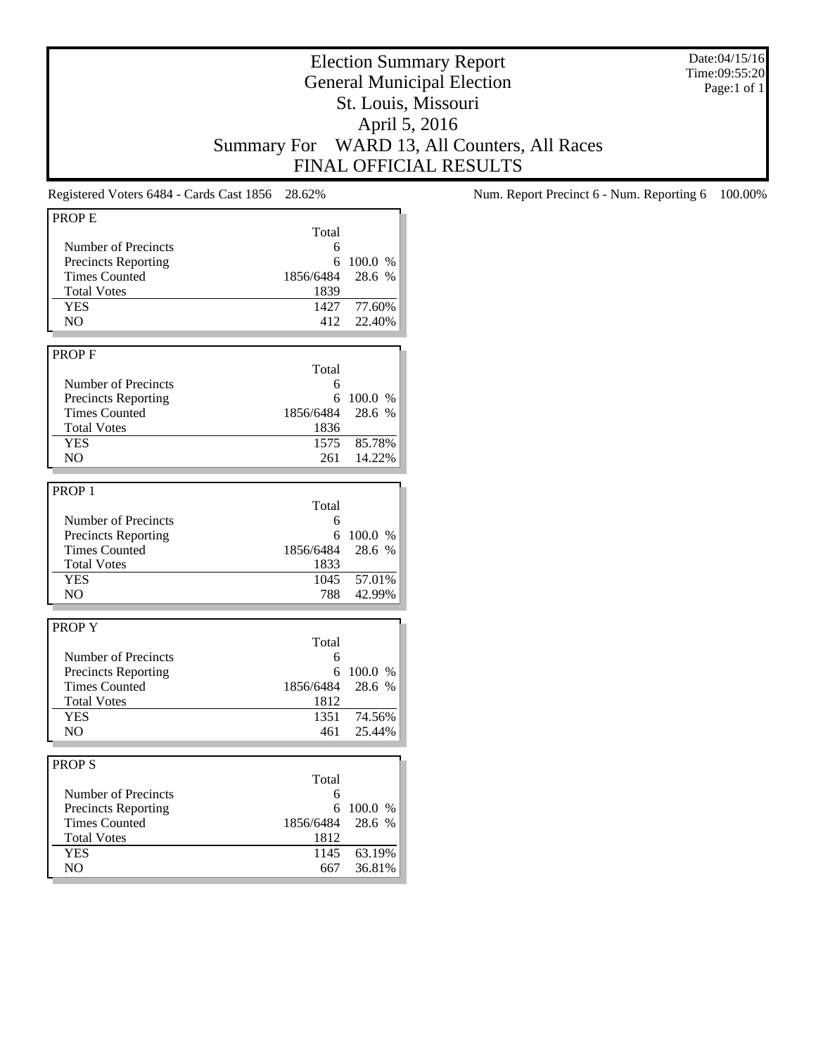# Election Summary Report
## General Municipal Election
## St. Louis, Missouri
## April 5, 2016
## Summary For WARD 13, All Counters, All Races
## FINAL OFFICIAL RESULTS

Date:04/15/16
Time:09:55:20
Page:1 of 1

Registered Voters 6484 - Cards Cast 1856 28.62%

Num. Report Precinct 6 - Num. Reporting 6 100.00%

| PROP E | Total | |
|---|---|---|
| Number of Precincts | 6 | |
| Precincts Reporting | 6 | 100.0 % |
| Times Counted | 1856/6484 | 28.6 % |
| Total Votes | 1839 | |
| YES | 1427 | 77.60% |
| NO | 412 | 22.40% |

| PROP F | Total | |
|---|---|---|
| Number of Precincts | 6 | |
| Precincts Reporting | 6 | 100.0 % |
| Times Counted | 1856/6484 | 28.6 % |
| Total Votes | 1836 | |
| YES | 1575 | 85.78% |
| NO | 261 | 14.22% |

| PROP 1 | Total | |
|---|---|---|
| Number of Precincts | 6 | |
| Precincts Reporting | 6 | 100.0 % |
| Times Counted | 1856/6484 | 28.6 % |
| Total Votes | 1833 | |
| YES | 1045 | 57.01% |
| NO | 788 | 42.99% |

| PROP Y | Total | |
|---|---|---|
| Number of Precincts | 6 | |
| Precincts Reporting | 6 | 100.0 % |
| Times Counted | 1856/6484 | 28.6 % |
| Total Votes | 1812 | |
| YES | 1351 | 74.56% |
| NO | 461 | 25.44% |

| PROP S | Total | |
|---|---|---|
| Number of Precincts | 6 | |
| Precincts Reporting | 6 | 100.0 % |
| Times Counted | 1856/6484 | 28.6 % |
| Total Votes | 1812 | |
| YES | 1145 | 63.19% |
| NO | 667 | 36.81% |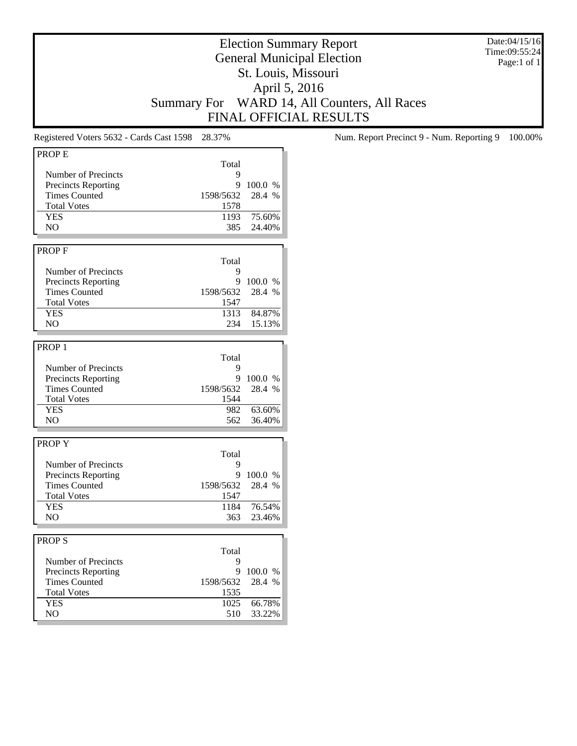# Election Summary Report
## General Municipal Election
## St. Louis, Missouri
## April 5, 2016
## Summary For WARD 14, All Counters, All Races
## FINAL OFFICIAL RESULTS

Date:04/15/16
Time:09:55:24

Registered Voters 5632 - Cards Cast 1598 28.37%

Num. Report Precinct 9 - Num. Reporting 9 100.00%

### PROP E

| | Total | |
|---|---|---|
| Number of Precincts | 9 | |
| Precincts Reporting | 9 | 100.0 % |
| Times Counted | 1598/5632 | 28.4 % |
| Total Votes | 1578 | |
| YES | 1193 | 75.60% |
| NO | 385 | 24.40% |

### PROP F

| | Total | |
|---|---|---|
| Number of Precincts | 9 | |
| Precincts Reporting | 9 | 100.0 % |
| Times Counted | 1598/5632 | 28.4 % |
| Total Votes | 1547 | |
| YES | 1313 | 84.87% |
| NO | 234 | 15.13% |

### PROP 1

| | Total | |
|---|---|---|
| Number of Precincts | 9 | |
| Precincts Reporting | 9 | 100.0 % |
| Times Counted | 1598/5632 | 28.4 % |
| Total Votes | 1544 | |
| YES | 982 | 63.60% |
| NO | 562 | 36.40% |

### PROP Y

| | Total | |
|---|---|---|
| Number of Precincts | 9 | |
| Precincts Reporting | 9 | 100.0 % |
| Times Counted | 1598/5632 | 28.4 % |
| Total Votes | 1547 | |
| YES | 1184 | 76.54% |
| NO | 363 | 23.46% |

### PROP S

| | Total | |
|---|---|---|
| Number of Precincts | 9 | |
| Precincts Reporting | 9 | 100.0 % |
| Times Counted | 1598/5632 | 28.4 % |
| Total Votes | 1535 | |
| YES | 1025 | 66.78% |
| NO | 510 | 33.22% |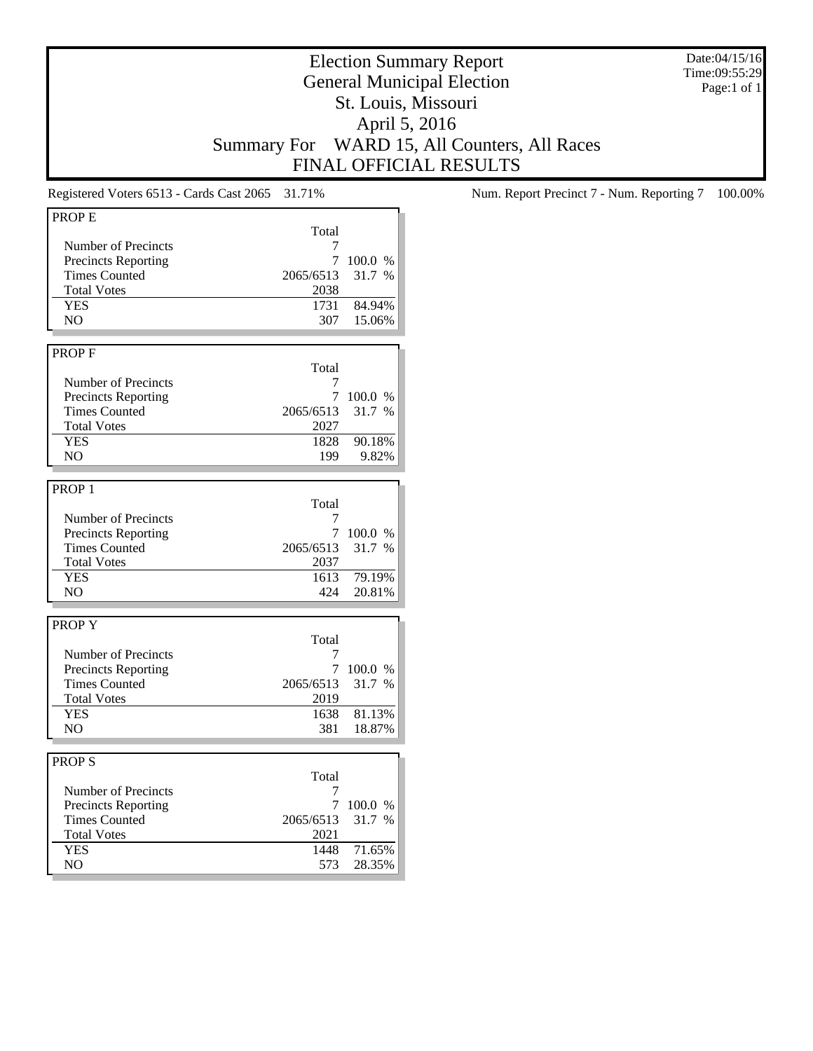# Election Summary Report
## General Municipal Election
## St. Louis, Missouri
## April 5, 2016
## Summary For WARD 15, All Counters, All Races
## FINAL OFFICIAL RESULTS

Date:04/15/16
Time:09:55:29
Page:1 of 1

Registered Voters 6513 - Cards Cast 2065 31.71%

Num. Report Precinct 7 - Num. Reporting 7 100.00%

### PROP E

| | Total | |
|---|---|---|
| Number of Precincts | 7 | |
| Precincts Reporting | 7 | 100.0 % |
| Times Counted | 2065/6513 | 31.7 % |
| Total Votes | 2038 | |
| YES | 1731 | 84.94% |
| NO | 307 | 15.06% |

### PROP F

| | Total | |
|---|---|---|
| Number of Precincts | 7 | |
| Precincts Reporting | 7 | 100.0 % |
| Times Counted | 2065/6513 | 31.7 % |
| Total Votes | 2027 | |
| YES | 1828 | 90.18% |
| NO | 199 | 9.82% |

### PROP 1

| | Total | |
|---|---|---|
| Number of Precincts | 7 | |
| Precincts Reporting | 7 | 100.0 % |
| Times Counted | 2065/6513 | 31.7 % |
| Total Votes | 2037 | |
| YES | 1613 | 79.19% |
| NO | 424 | 20.81% |

### PROP Y

| | Total | |
|---|---|---|
| Number of Precincts | 7 | |
| Precincts Reporting | 7 | 100.0 % |
| Times Counted | 2065/6513 | 31.7 % |
| Total Votes | 2019 | |
| YES | 1638 | 81.13% |
| NO | 381 | 18.87% |

### PROP S

| | Total | |
|---|---|---|
| Number of Precincts | 7 | |
| Precincts Reporting | 7 | 100.0 % |
| Times Counted | 2065/6513 | 31.7 % |
| Total Votes | 2021 | |
| YES | 1448 | 71.65% |
| NO | 573 | 28.35% |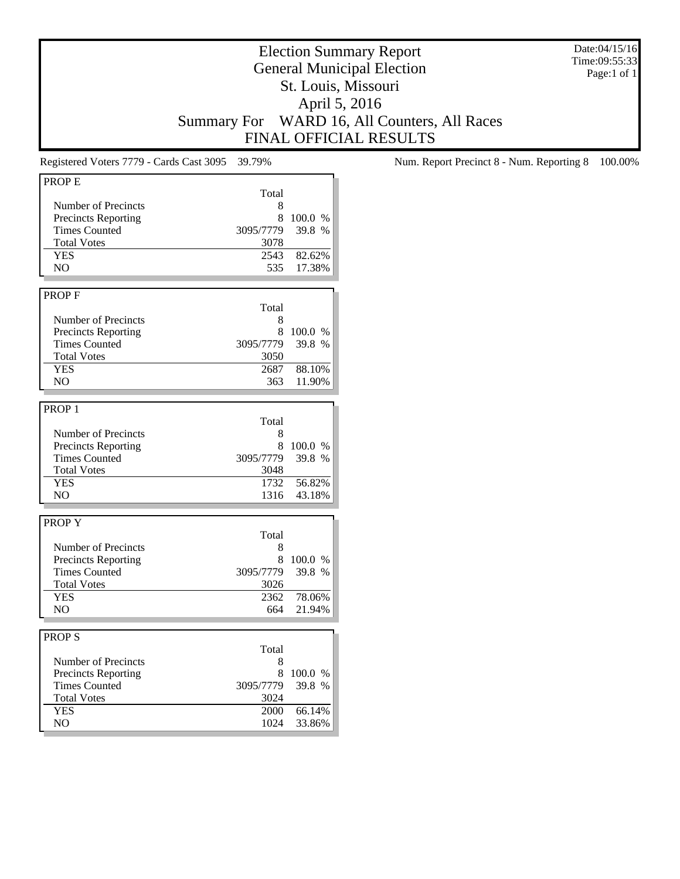# Election Summary Report
## General Municipal Election
## St. Louis, Missouri
## April 5, 2016
## Summary For WARD 16, All Counters, All Races
## FINAL OFFICIAL RESULTS

Date:04/15/16
Time:09:55:33
Page:1 of 1

Registered Voters 7779 - Cards Cast 3095 39.79%

Num. Report Precinct 8 - Num. Reporting 8 100.00%

### PROP E

| | Total | |
|---|---|---|
| Number of Precincts | 8 | |
| Precincts Reporting | 8 | 100.0 % |
| Times Counted | 3095/7779 | 39.8 % |
| Total Votes | 3078 | |
| YES | 2543 | 82.62% |
| NO | 535 | 17.38% |

### PROP F

| | Total | |
|---|---|---|
| Number of Precincts | 8 | |
| Precincts Reporting | 8 | 100.0 % |
| Times Counted | 3095/7779 | 39.8 % |
| Total Votes | 3050 | |
| YES | 2687 | 88.10% |
| NO | 363 | 11.90% |

### PROP 1

| | Total | |
|---|---|---|
| Number of Precincts | 8 | |
| Precincts Reporting | 8 | 100.0 % |
| Times Counted | 3095/7779 | 39.8 % |
| Total Votes | 3048 | |
| YES | 1732 | 56.82% |
| NO | 1316 | 43.18% |

### PROP Y

| | Total | |
|---|---|---|
| Number of Precincts | 8 | |
| Precincts Reporting | 8 | 100.0 % |
| Times Counted | 3095/7779 | 39.8 % |
| Total Votes | 3026 | |
| YES | 2362 | 78.06% |
| NO | 664 | 21.94% |

### PROP S

| | Total | |
|---|---|---|
| Number of Precincts | 8 | |
| Precincts Reporting | 8 | 100.0 % |
| Times Counted | 3095/7779 | 39.8 % |
| Total Votes | 3024 | |
| YES | 2000 | 66.14% |
| NO | 1024 | 33.86% |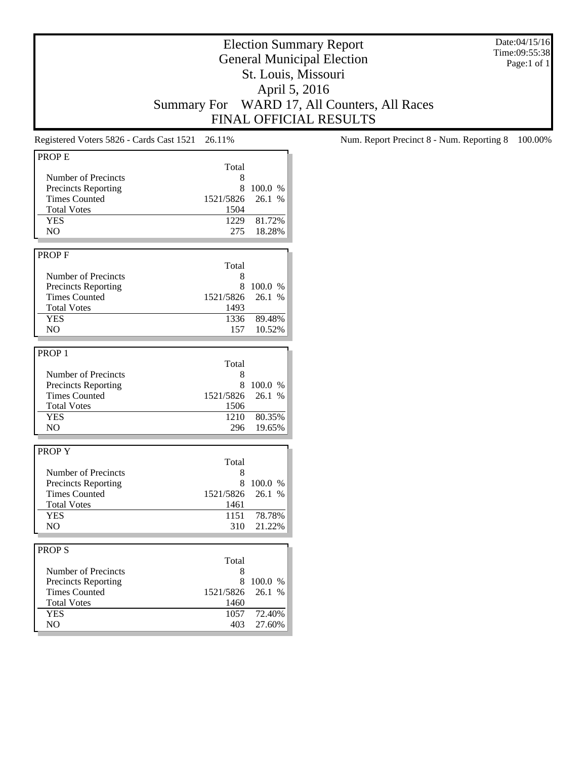# Election Summary Report
## General Municipal Election
## St. Louis, Missouri
## April 5, 2016
## Summary For WARD 17, All Counters, All Races
## FINAL OFFICIAL RESULTS

Date:04/15/16
Time:09:55:38
Page:1 of 1

Registered Voters 5826 - Cards Cast 1521 26.11%

Num. Report Precinct 8 - Num. Reporting 8 100.00%

### PROP E

| | Total | |
|---|---|---|
| Number of Precincts | 8 | |
| Precincts Reporting | 8 | 100.0 % |
| Times Counted | 1521/5826 | 26.1 % |
| Total Votes | 1504 | |
| YES | 1229 | 81.72% |
| NO | 275 | 18.28% |

### PROP F

| | Total | |
|---|---|---|
| Number of Precincts | 8 | |
| Precincts Reporting | 8 | 100.0 % |
| Times Counted | 1521/5826 | 26.1 % |
| Total Votes | 1493 | |
| YES | 1336 | 89.48% |
| NO | 157 | 10.52% |

### PROP 1

| | Total | |
|---|---|---|
| Number of Precincts | 8 | |
| Precincts Reporting | 8 | 100.0 % |
| Times Counted | 1521/5826 | 26.1 % |
| Total Votes | 1506 | |
| YES | 1210 | 80.35% |
| NO | 296 | 19.65% |

### PROP Y

| | Total | |
|---|---|---|
| Number of Precincts | 8 | |
| Precincts Reporting | 8 | 100.0 % |
| Times Counted | 1521/5826 | 26.1 % |
| Total Votes | 1461 | |
| YES | 1151 | 78.78% |
| NO | 310 | 21.22% |

### PROP S

| | Total | |
|---|---|---|
| Number of Precincts | 8 | |
| Precincts Reporting | 8 | 100.0 % |
| Times Counted | 1521/5826 | 26.1 % |
| Total Votes | 1460 | |
| YES | 1057 | 72.40% |
| NO | 403 | 27.60% |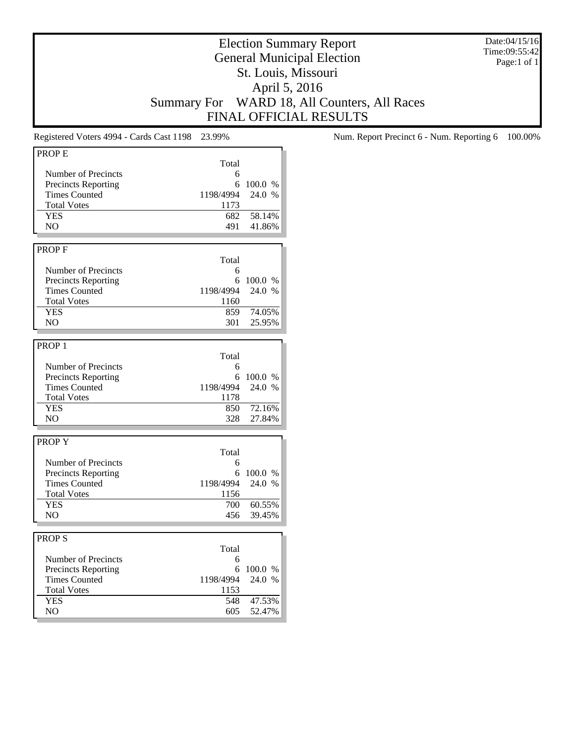# Election Summary Report
## General Municipal Election
## St. Louis, Missouri
## April 5, 2016
## Summary For WARD 18, All Counters, All Races
## FINAL OFFICIAL RESULTS

Date:04/15/16
Time:09:55:42

Registered Voters 4994 - Cards Cast 1198 23.99%

Num. Report Precinct 6 - Num. Reporting 6 100.00%

### PROP E

| | Total | |
|---|---|---|
| Number of Precincts | 6 | |
| Precincts Reporting | 6 | 100.0 % |
| Times Counted | 1198/4994 | 24.0 % |
| Total Votes | 1173 | |
| YES | 682 | 58.14% |
| NO | 491 | 41.86% |

### PROP F

| | Total | |
|---|---|---|
| Number of Precincts | 6 | |
| Precincts Reporting | 6 | 100.0 % |
| Times Counted | 1198/4994 | 24.0 % |
| Total Votes | 1160 | |
| YES | 859 | 74.05% |
| NO | 301 | 25.95% |

### PROP 1

| | Total | |
|---|---|---|
| Number of Precincts | 6 | |
| Precincts Reporting | 6 | 100.0 % |
| Times Counted | 1198/4994 | 24.0 % |
| Total Votes | 1178 | |
| YES | 850 | 72.16% |
| NO | 328 | 27.84% |

### PROP Y

| | Total | |
|---|---|---|
| Number of Precincts | 6 | |
| Precincts Reporting | 6 | 100.0 % |
| Times Counted | 1198/4994 | 24.0 % |
| Total Votes | 1156 | |
| YES | 700 | 60.55% |
| NO | 456 | 39.45% |

### PROP S

| | Total | |
|---|---|---|
| Number of Precincts | 6 | |
| Precincts Reporting | 6 | 100.0 % |
| Times Counted | 1198/4994 | 24.0 % |
| Total Votes | 1153 | |
| YES | 548 | 47.53% |
| NO | 605 | 52.47% |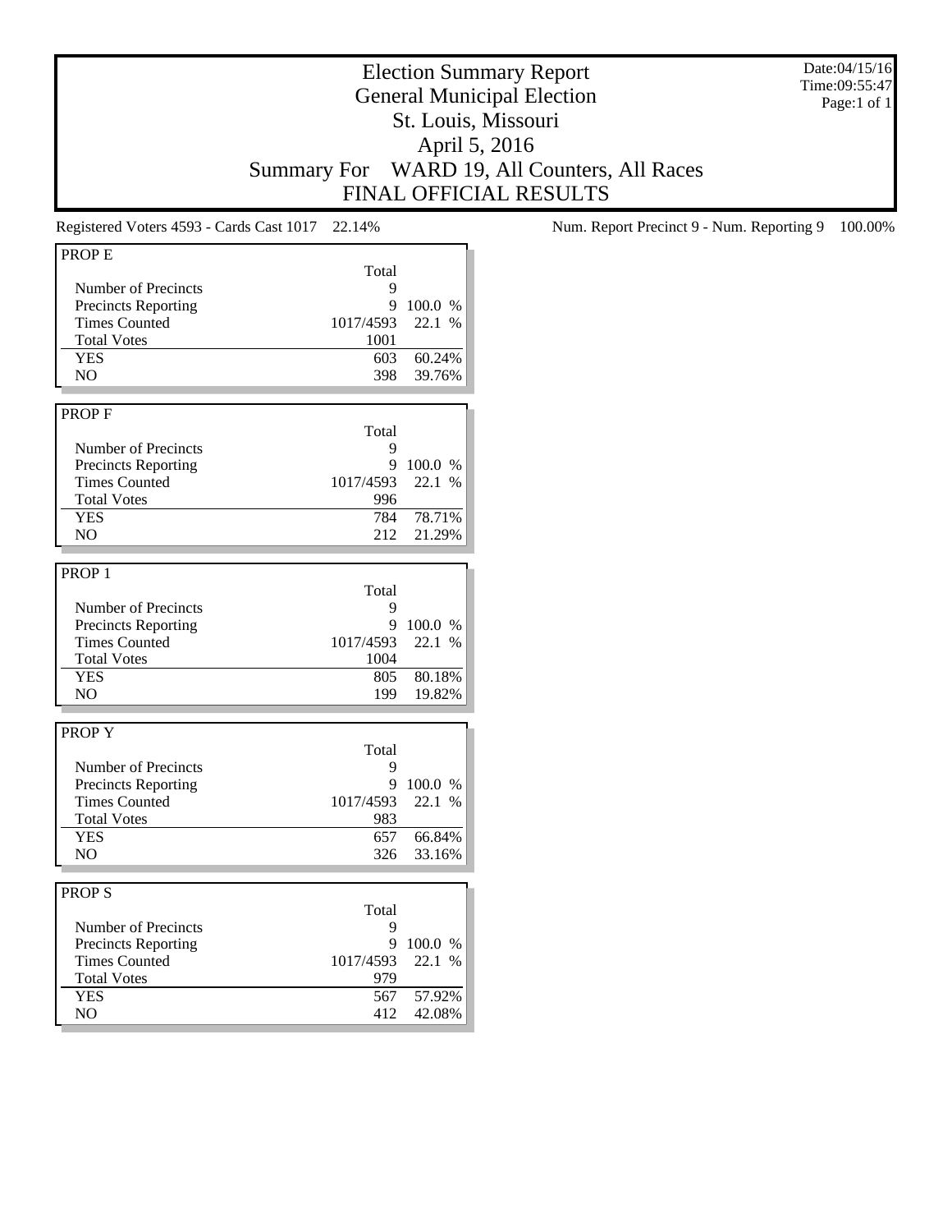# Election Summary Report
## General Municipal Election
## St. Louis, Missouri
## April 5, 2016
## Summary For WARD 19, All Counters, All Races
## FINAL OFFICIAL RESULTS

Date:04/15/16
Time:09:55:47

Registered Voters 4593 - Cards Cast 1017 22.14%

Num. Report Precinct 9 - Num. Reporting 9 100.00%

### PROP E

| | Total | |
|---|---|---|
| Number of Precincts | 9 | |
| Precincts Reporting | 9 | 100.0 % |
| Times Counted | 1017/4593 | 22.1 % |
| Total Votes | 1001 | |
| YES | 603 | 60.24% |
| NO | 398 | 39.76% |

### PROP F

| | Total | |
|---|---|---|
| Number of Precincts | 9 | |
| Precincts Reporting | 9 | 100.0 % |
| Times Counted | 1017/4593 | 22.1 % |
| Total Votes | 996 | |
| YES | 784 | 78.71% |
| NO | 212 | 21.29% |

### PROP 1

| | Total | |
|---|---|---|
| Number of Precincts | 9 | |
| Precincts Reporting | 9 | 100.0 % |
| Times Counted | 1017/4593 | 22.1 % |
| Total Votes | 1004 | |
| YES | 805 | 80.18% |
| NO | 199 | 19.82% |

### PROP Y

| | Total | |
|---|---|---|
| Number of Precincts | 9 | |
| Precincts Reporting | 9 | 100.0 % |
| Times Counted | 1017/4593 | 22.1 % |
| Total Votes | 983 | |
| YES | 657 | 66.84% |
| NO | 326 | 33.16% |

### PROP S

| | Total | |
|---|---|---|
| Number of Precincts | 9 | |
| Precincts Reporting | 9 | 100.0 % |
| Times Counted | 1017/4593 | 22.1 % |
| Total Votes | 979 | |
| YES | 567 | 57.92% |
| NO | 412 | 42.08% |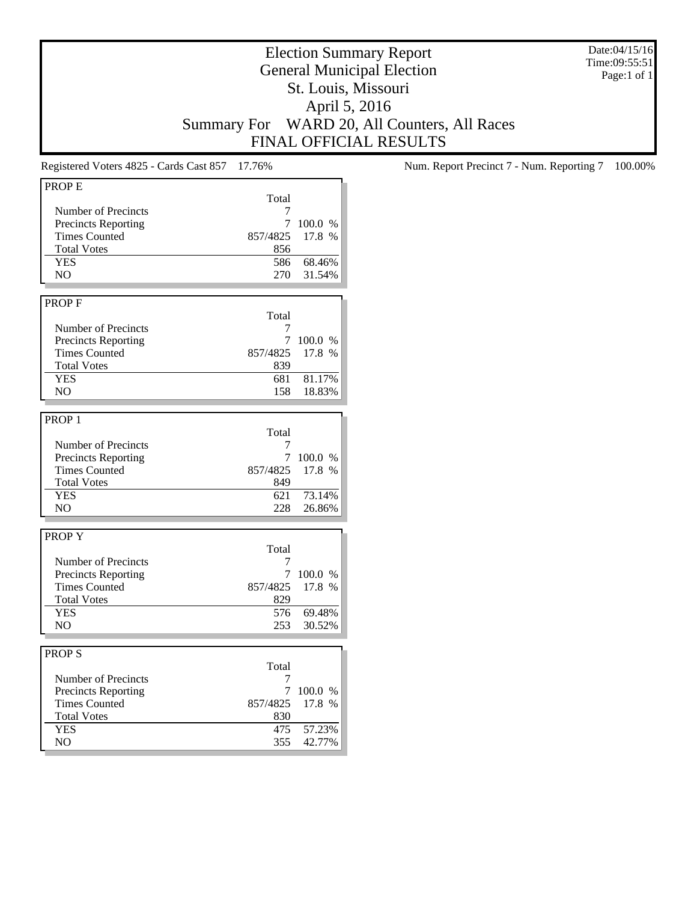# Election Summary Report
## General Municipal Election
## St. Louis, Missouri
## April 5, 2016
## Summary For WARD 20, All Counters, All Races
## FINAL OFFICIAL RESULTS

Date:04/15/16
Time:09:55:51
Page:1 of 1

Registered Voters 4825 - Cards Cast 857 17.76%

Num. Report Precinct 7 - Num. Reporting 7 100.00%

### PROP E

| | Total | |
|---|---|---|
| Number of Precincts | 7 | |
| Precincts Reporting | 7 | 100.0 % |
| Times Counted | 857/4825 | 17.8 % |
| Total Votes | 856 | |
| YES | 586 | 68.46% |
| NO | 270 | 31.54% |

### PROP F

| | Total | |
|---|---|---|
| Number of Precincts | 7 | |
| Precincts Reporting | 7 | 100.0 % |
| Times Counted | 857/4825 | 17.8 % |
| Total Votes | 839 | |
| YES | 681 | 81.17% |
| NO | 158 | 18.83% |

### PROP 1

| | Total | |
|---|---|---|
| Number of Precincts | 7 | |
| Precincts Reporting | 7 | 100.0 % |
| Times Counted | 857/4825 | 17.8 % |
| Total Votes | 849 | |
| YES | 621 | 73.14% |
| NO | 228 | 26.86% |

### PROP Y

| | Total | |
|---|---|---|
| Number of Precincts | 7 | |
| Precincts Reporting | 7 | 100.0 % |
| Times Counted | 857/4825 | 17.8 % |
| Total Votes | 829 | |
| YES | 576 | 69.48% |
| NO | 253 | 30.52% |

### PROP S

| | Total | |
|---|---|---|
| Number of Precincts | 7 | |
| Precincts Reporting | 7 | 100.0 % |
| Times Counted | 857/4825 | 17.8 % |
| Total Votes | 830 | |
| YES | 475 | 57.23% |
| NO | 355 | 42.77% |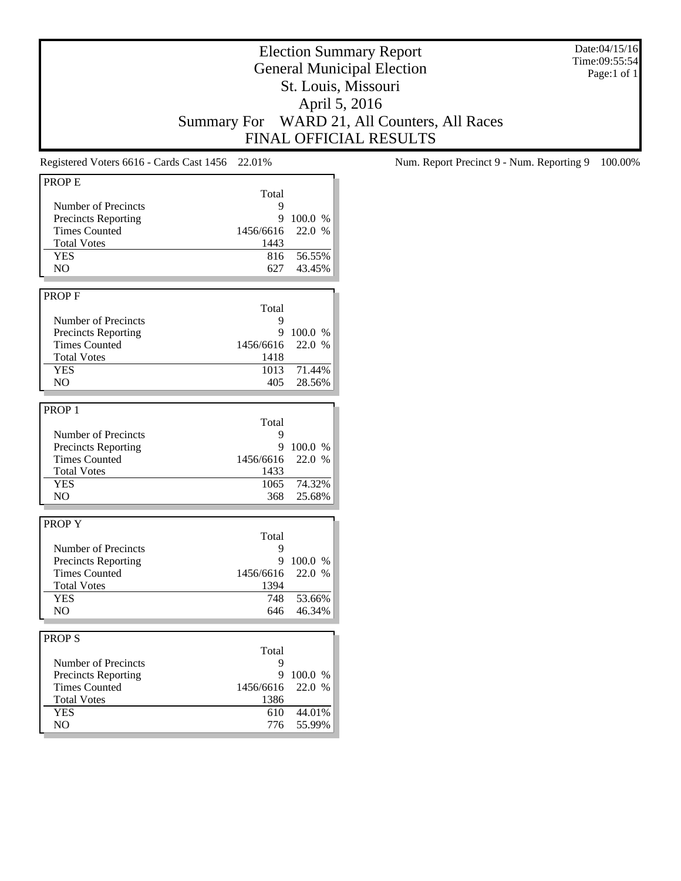# Election Summary Report
## General Municipal Election
## St. Louis, Missouri
## April 5, 2016
## Summary For WARD 21, All Counters, All Races
## FINAL OFFICIAL RESULTS

Date:04/15/16
Time:09:55:54
Page:1 of 1

Registered Voters 6616 - Cards Cast 1456 22.01%

Num. Report Precinct 9 - Num. Reporting 9 100.00%

| PROP E | Total | |
|---|---|---|
| Number of Precincts | 9 | |
| Precincts Reporting | 9 | 100.0 % |
| Times Counted | 1456/6616 | 22.0 % |
| Total Votes | 1443 | |
| YES | 816 | 56.55% |
| NO | 627 | 43.45% |

| PROP F | Total | |
|---|---|---|
| Number of Precincts | 9 | |
| Precincts Reporting | 9 | 100.0 % |
| Times Counted | 1456/6616 | 22.0 % |
| Total Votes | 1418 | |
| YES | 1013 | 71.44% |
| NO | 405 | 28.56% |

| PROP 1 | Total | |
|---|---|---|
| Number of Precincts | 9 | |
| Precincts Reporting | 9 | 100.0 % |
| Times Counted | 1456/6616 | 22.0 % |
| Total Votes | 1433 | |
| YES | 1065 | 74.32% |
| NO | 368 | 25.68% |

| PROP Y | Total | |
|---|---|---|
| Number of Precincts | 9 | |
| Precincts Reporting | 9 | 100.0 % |
| Times Counted | 1456/6616 | 22.0 % |
| Total Votes | 1394 | |
| YES | 748 | 53.66% |
| NO | 646 | 46.34% |

| PROP S | Total | |
|---|---|---|
| Number of Precincts | 9 | |
| Precincts Reporting | 9 | 100.0 % |
| Times Counted | 1456/6616 | 22.0 % |
| Total Votes | 1386 | |
| YES | 610 | 44.01% |
| NO | 776 | 55.99% |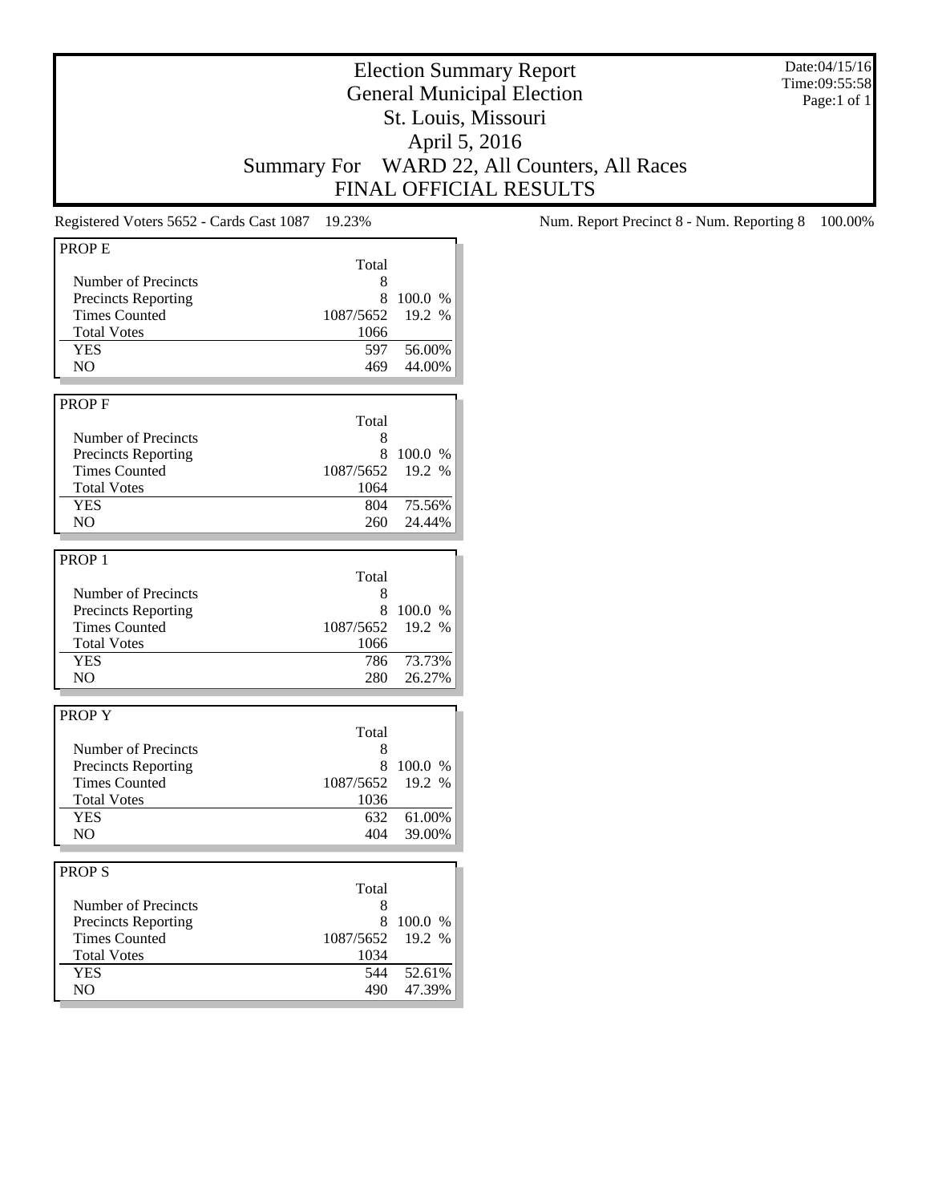# Election Summary Report
## General Municipal Election
## St. Louis, Missouri
## April 5, 2016
## Summary For WARD 22, All Counters, All Races
## FINAL OFFICIAL RESULTS

Date:04/15/16
Time:09:55:58
Page:1 of 1

Registered Voters 5652 - Cards Cast 1087 19.23%

Num. Report Precinct 8 - Num. Reporting 8 100.00%

### PROP E

| | Total | |
|---|---|---|
| Number of Precincts | 8 | |
| Precincts Reporting | 8 | 100.0 % |
| Times Counted | 1087/5652 | 19.2 % |
| Total Votes | 1066 | |
| YES | 597 | 56.00% |
| NO | 469 | 44.00% |

### PROP F

| | Total | |
|---|---|---|
| Number of Precincts | 8 | |
| Precincts Reporting | 8 | 100.0 % |
| Times Counted | 1087/5652 | 19.2 % |
| Total Votes | 1064 | |
| YES | 804 | 75.56% |
| NO | 260 | 24.44% |

### PROP 1

| | Total | |
|---|---|---|
| Number of Precincts | 8 | |
| Precincts Reporting | 8 | 100.0 % |
| Times Counted | 1087/5652 | 19.2 % |
| Total Votes | 1066 | |
| YES | 786 | 73.73% |
| NO | 280 | 26.27% |

### PROP Y

| | Total | |
|---|---|---|
| Number of Precincts | 8 | |
| Precincts Reporting | 8 | 100.0 % |
| Times Counted | 1087/5652 | 19.2 % |
| Total Votes | 1036 | |
| YES | 632 | 61.00% |
| NO | 404 | 39.00% |

### PROP S

| | Total | |
|---|---|---|
| Number of Precincts | 8 | |
| Precincts Reporting | 8 | 100.0 % |
| Times Counted | 1087/5652 | 19.2 % |
| Total Votes | 1034 | |
| YES | 544 | 52.61% |
| NO | 490 | 47.39% |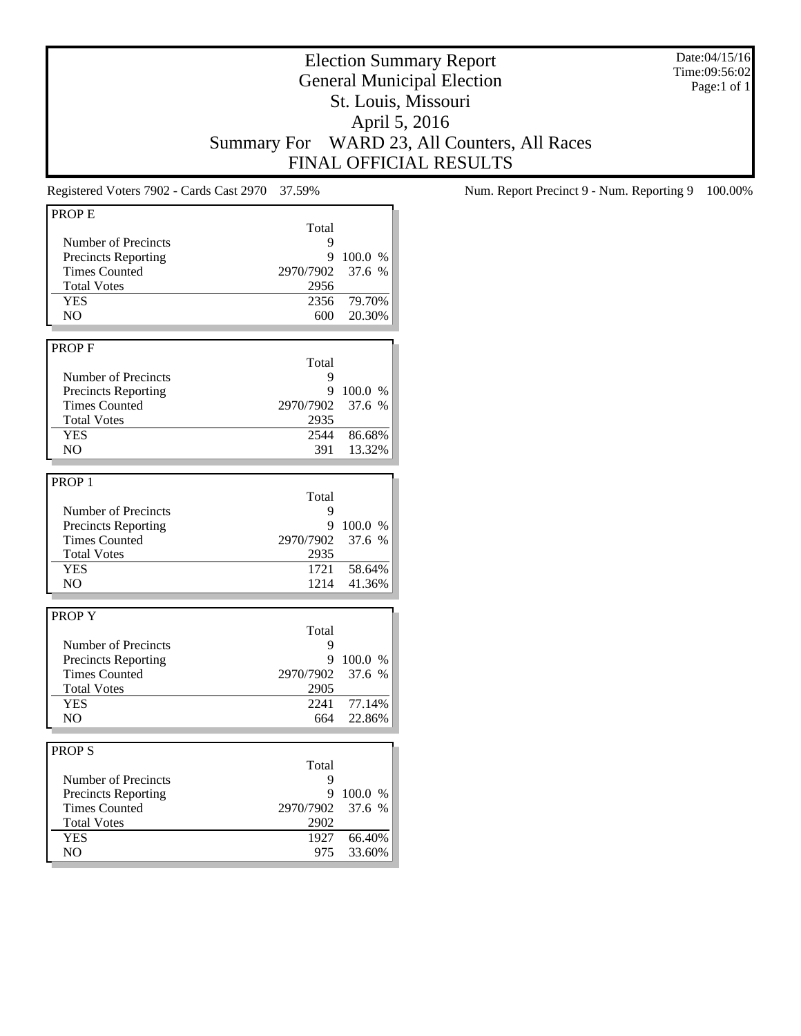# Election Summary Report
## General Municipal Election
## St. Louis, Missouri
## April 5, 2016
## Summary For WARD 23, All Counters, All Races
## FINAL OFFICIAL RESULTS

Date:04/15/16
Time:09:56:02
Page:1 of 1

Registered Voters 7902 - Cards Cast 2970 37.59%

Num. Report Precinct 9 - Num. Reporting 9 100.00%

### PROP E

| | Total | |
|---|---|---|
| Number of Precincts | 9 | |
| Precincts Reporting | 9 | 100.0 % |
| Times Counted | 2970/7902 | 37.6 % |
| Total Votes | 2956 | |
| YES | 2356 | 79.70% |
| NO | 600 | 20.30% |

### PROP F

| | Total | |
|---|---|---|
| Number of Precincts | 9 | |
| Precincts Reporting | 9 | 100.0 % |
| Times Counted | 2970/7902 | 37.6 % |
| Total Votes | 2935 | |
| YES | 2544 | 86.68% |
| NO | 391 | 13.32% |

### PROP 1

| | Total | |
|---|---|---|
| Number of Precincts | 9 | |
| Precincts Reporting | 9 | 100.0 % |
| Times Counted | 2970/7902 | 37.6 % |
| Total Votes | 2935 | |
| YES | 1721 | 58.64% |
| NO | 1214 | 41.36% |

### PROP Y

| | Total | |
|---|---|---|
| Number of Precincts | 9 | |
| Precincts Reporting | 9 | 100.0 % |
| Times Counted | 2970/7902 | 37.6 % |
| Total Votes | 2905 | |
| YES | 2241 | 77.14% |
| NO | 664 | 22.86% |

### PROP S

| | Total | |
|---|---|---|
| Number of Precincts | 9 | |
| Precincts Reporting | 9 | 100.0 % |
| Times Counted | 2970/7902 | 37.6 % |
| Total Votes | 2902 | |
| YES | 1927 | 66.40% |
| NO | 975 | 33.60% |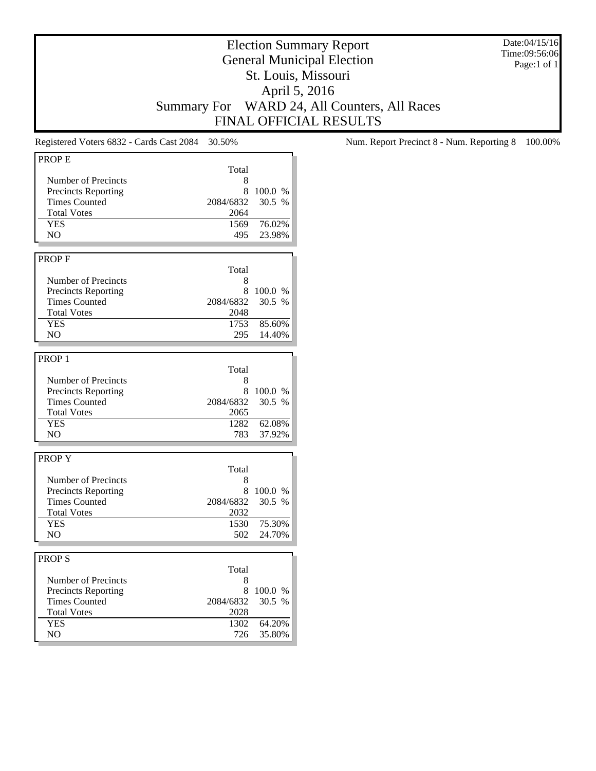# Election Summary Report
## General Municipal Election
## St. Louis, Missouri
## April 5, 2016
## Summary For WARD 24, All Counters, All Races
## FINAL OFFICIAL RESULTS

Date:04/15/16
Time:09:56:06
Page:1 of 1

Registered Voters 6832 - Cards Cast 2084 30.50%

Num. Report Precinct 8 - Num. Reporting 8 100.00%

### PROP E

| | Total | |
|---|---|---|
| Number of Precincts | 8 | |
| Precincts Reporting | 8 | 100.0 % |
| Times Counted | 2084/6832 | 30.5 % |
| Total Votes | 2064 | |
| YES | 1569 | 76.02% |
| NO | 495 | 23.98% |

### PROP F

| | Total | |
|---|---|---|
| Number of Precincts | 8 | |
| Precincts Reporting | 8 | 100.0 % |
| Times Counted | 2084/6832 | 30.5 % |
| Total Votes | 2048 | |
| YES | 1753 | 85.60% |
| NO | 295 | 14.40% |

### PROP 1

| | Total | |
|---|---|---|
| Number of Precincts | 8 | |
| Precincts Reporting | 8 | 100.0 % |
| Times Counted | 2084/6832 | 30.5 % |
| Total Votes | 2065 | |
| YES | 1282 | 62.08% |
| NO | 783 | 37.92% |

### PROP Y

| | Total | |
|---|---|---|
| Number of Precincts | 8 | |
| Precincts Reporting | 8 | 100.0 % |
| Times Counted | 2084/6832 | 30.5 % |
| Total Votes | 2032 | |
| YES | 1530 | 75.30% |
| NO | 502 | 24.70% |

### PROP S

| | Total | |
|---|---|---|
| Number of Precincts | 8 | |
| Precincts Reporting | 8 | 100.0 % |
| Times Counted | 2084/6832 | 30.5 % |
| Total Votes | 2028 | |
| YES | 1302 | 64.20% |
| NO | 726 | 35.80% |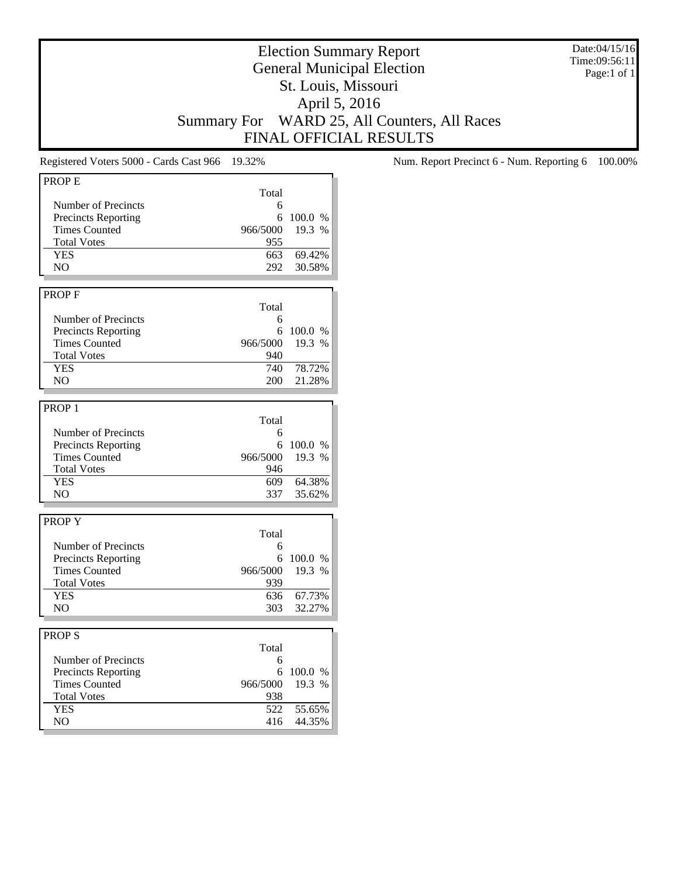# Election Summary Report
## General Municipal Election
## St. Louis, Missouri
## April 5, 2016
## Summary For WARD 25, All Counters, All Races
## FINAL OFFICIAL RESULTS

Date:04/15/16
Time:09:56:11

Registered Voters 5000 - Cards Cast 966 19.32%

Num. Report Precinct 6 - Num. Reporting 6 100.00%

| PROP E | Total | |
|---|---|---|
| Number of Precincts | 6 | |
| Precincts Reporting | 6 | 100.0 % |
| Times Counted | 966/5000 | 19.3 % |
| Total Votes | 955 | |
| YES | 663 | 69.42% |
| NO | 292 | 30.58% |

| PROP F | Total | |
|---|---|---|
| Number of Precincts | 6 | |
| Precincts Reporting | 6 | 100.0 % |
| Times Counted | 966/5000 | 19.3 % |
| Total Votes | 940 | |
| YES | 740 | 78.72% |
| NO | 200 | 21.28% |

| PROP 1 | Total | |
|---|---|---|
| Number of Precincts | 6 | |
| Precincts Reporting | 6 | 100.0 % |
| Times Counted | 966/5000 | 19.3 % |
| Total Votes | 946 | |
| YES | 609 | 64.38% |
| NO | 337 | 35.62% |

| PROP Y | Total | |
|---|---|---|
| Number of Precincts | 6 | |
| Precincts Reporting | 6 | 100.0 % |
| Times Counted | 966/5000 | 19.3 % |
| Total Votes | 939 | |
| YES | 636 | 67.73% |
| NO | 303 | 32.27% |

| PROP S | Total | |
|---|---|---|
| Number of Precincts | 6 | |
| Precincts Reporting | 6 | 100.0 % |
| Times Counted | 966/5000 | 19.3 % |
| Total Votes | 938 | |
| YES | 522 | 55.65% |
| NO | 416 | 44.35% |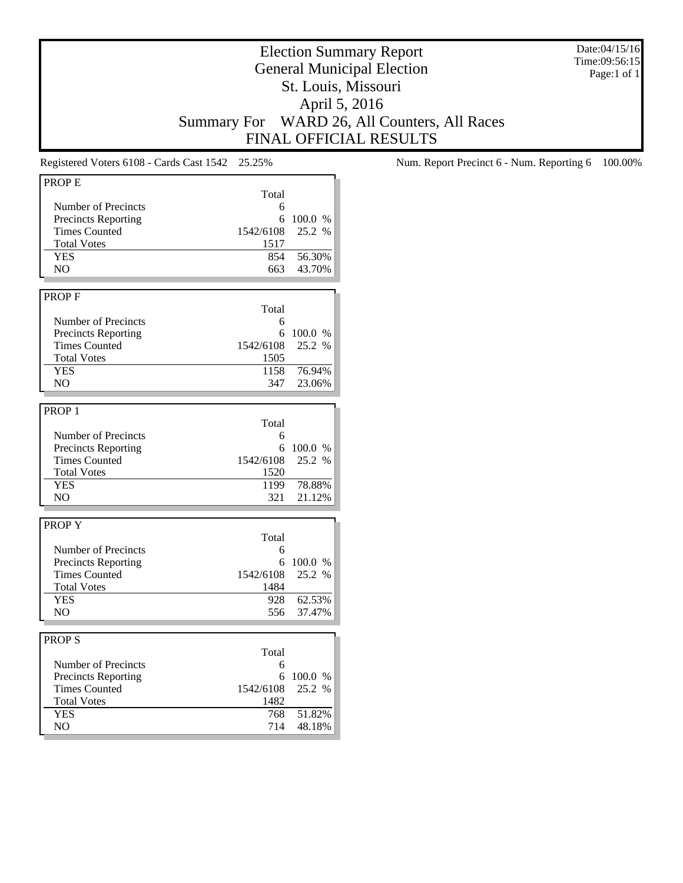# Election Summary Report

## General Municipal Election

## St. Louis, Missouri

## April 5, 2016

## Summary For WARD 26, All Counters, All Races

## FINAL OFFICIAL RESULTS

Date:04/15/16
Time:09:56:15
Page:1 of 1

Registered Voters 6108 - Cards Cast 1542 25.25%

Num. Report Precinct 6 - Num. Reporting 6 100.00%

| PROP E | Total | |
|---|---|---|
| Number of Precincts | 6 | |
| Precincts Reporting | 6 | 100.0 % |
| Times Counted | 1542/6108 | 25.2 % |
| Total Votes | 1517 | |
| YES | 854 | 56.30% |
| NO | 663 | 43.70% |

| PROP F | Total | |
|---|---|---|
| Number of Precincts | 6 | |
| Precincts Reporting | 6 | 100.0 % |
| Times Counted | 1542/6108 | 25.2 % |
| Total Votes | 1505 | |
| YES | 1158 | 76.94% |
| NO | 347 | 23.06% |

| PROP 1 | Total | |
|---|---|---|
| Number of Precincts | 6 | |
| Precincts Reporting | 6 | 100.0 % |
| Times Counted | 1542/6108 | 25.2 % |
| Total Votes | 1520 | |
| YES | 1199 | 78.88% |
| NO | 321 | 21.12% |

| PROP Y | Total | |
|---|---|---|
| Number of Precincts | 6 | |
| Precincts Reporting | 6 | 100.0 % |
| Times Counted | 1542/6108 | 25.2 % |
| Total Votes | 1484 | |
| YES | 928 | 62.53% |
| NO | 556 | 37.47% |

| PROP S | Total | |
|---|---|---|
| Number of Precincts | 6 | |
| Precincts Reporting | 6 | 100.0 % |
| Times Counted | 1542/6108 | 25.2 % |
| Total Votes | 1482 | |
| YES | 768 | 51.82% |
| NO | 714 | 48.18% |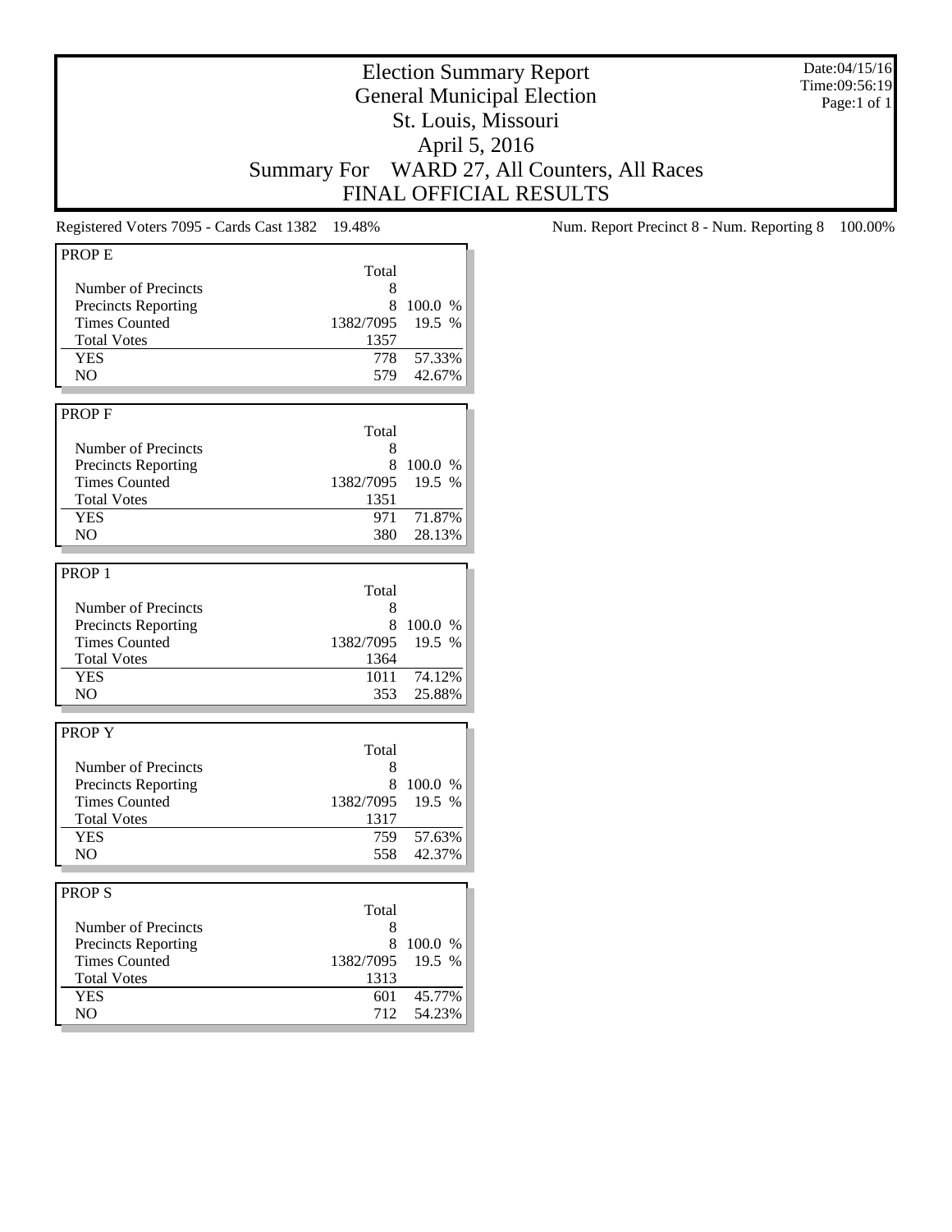# Election Summary Report
## General Municipal Election
## St. Louis, Missouri
## April 5, 2016
## Summary For WARD 27, All Counters, All Races
## FINAL OFFICIAL RESULTS

Date:04/15/16
Time:09:56:19
Page:1 of 1

Registered Voters 7095 - Cards Cast 1382 19.48%

Num. Report Precinct 8 - Num. Reporting 8 100.00%

**PROP E**

| | Total | |
|---|---|---|
| Number of Precincts | 8 | |
| Precincts Reporting | 8 | 100.0 % |
| Times Counted | 1382/7095 | 19.5 % |
| Total Votes | 1357 | |
| YES | 778 | 57.33% |
| NO | 579 | 42.67% |

**PROP F**

| | Total | |
|---|---|---|
| Number of Precincts | 8 | |
| Precincts Reporting | 8 | 100.0 % |
| Times Counted | 1382/7095 | 19.5 % |
| Total Votes | 1351 | |
| YES | 971 | 71.87% |
| NO | 380 | 28.13% |

**PROP 1**

| | Total | |
|---|---|---|
| Number of Precincts | 8 | |
| Precincts Reporting | 8 | 100.0 % |
| Times Counted | 1382/7095 | 19.5 % |
| Total Votes | 1364 | |
| YES | 1011 | 74.12% |
| NO | 353 | 25.88% |

**PROP Y**

| | Total | |
|---|---|---|
| Number of Precincts | 8 | |
| Precincts Reporting | 8 | 100.0 % |
| Times Counted | 1382/7095 | 19.5 % |
| Total Votes | 1317 | |
| YES | 759 | 57.63% |
| NO | 558 | 42.37% |

**PROP S**

| | Total | |
|---|---|---|
| Number of Precincts | 8 | |
| Precincts Reporting | 8 | 100.0 % |
| Times Counted | 1382/7095 | 19.5 % |
| Total Votes | 1313 | |
| YES | 601 | 45.77% |
| NO | 712 | 54.23% |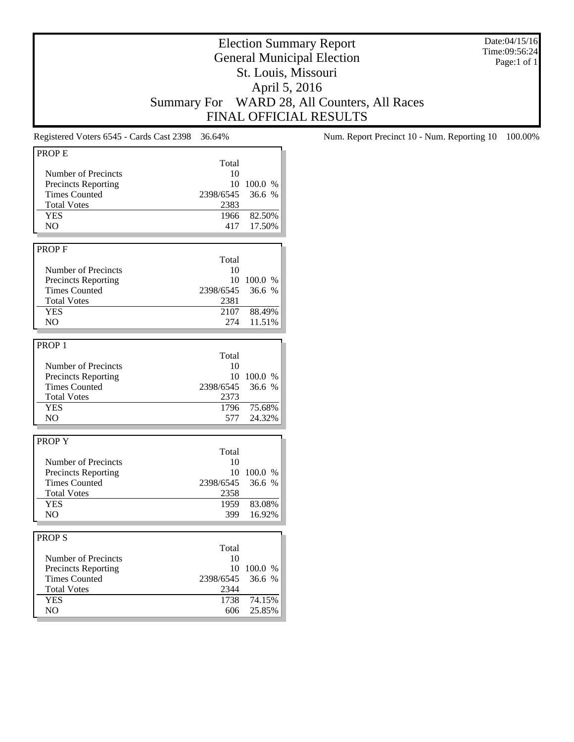# Election Summary Report
## General Municipal Election
## St. Louis, Missouri
## April 5, 2016
## Summary For WARD 28, All Counters, All Races
## FINAL OFFICIAL RESULTS

Date:04/15/16
Time:09:56:24
Page:1 of 1

Registered Voters 6545 - Cards Cast 2398 36.64%

Num. Report Precinct 10 - Num. Reporting 10 100.00%

### PROP E

| | Total | |
|---|---|---|
| Number of Precincts | 10 | |
| Precincts Reporting | 10 | 100.0 % |
| Times Counted | 2398/6545 | 36.6 % |
| Total Votes | 2383 | |
| YES | 1966 | 82.50% |
| NO | 417 | 17.50% |

### PROP F

| | Total | |
|---|---|---|
| Number of Precincts | 10 | |
| Precincts Reporting | 10 | 100.0 % |
| Times Counted | 2398/6545 | 36.6 % |
| Total Votes | 2381 | |
| YES | 2107 | 88.49% |
| NO | 274 | 11.51% |

### PROP 1

| | Total | |
|---|---|---|
| Number of Precincts | 10 | |
| Precincts Reporting | 10 | 100.0 % |
| Times Counted | 2398/6545 | 36.6 % |
| Total Votes | 2373 | |
| YES | 1796 | 75.68% |
| NO | 577 | 24.32% |

### PROP Y

| | Total | |
|---|---|---|
| Number of Precincts | 10 | |
| Precincts Reporting | 10 | 100.0 % |
| Times Counted | 2398/6545 | 36.6 % |
| Total Votes | 2358 | |
| YES | 1959 | 83.08% |
| NO | 399 | 16.92% |

### PROP S

| | Total | |
|---|---|---|
| Number of Precincts | 10 | |
| Precincts Reporting | 10 | 100.0 % |
| Times Counted | 2398/6545 | 36.6 % |
| Total Votes | 2344 | |
| YES | 1738 | 74.15% |
| NO | 606 | 25.85% |